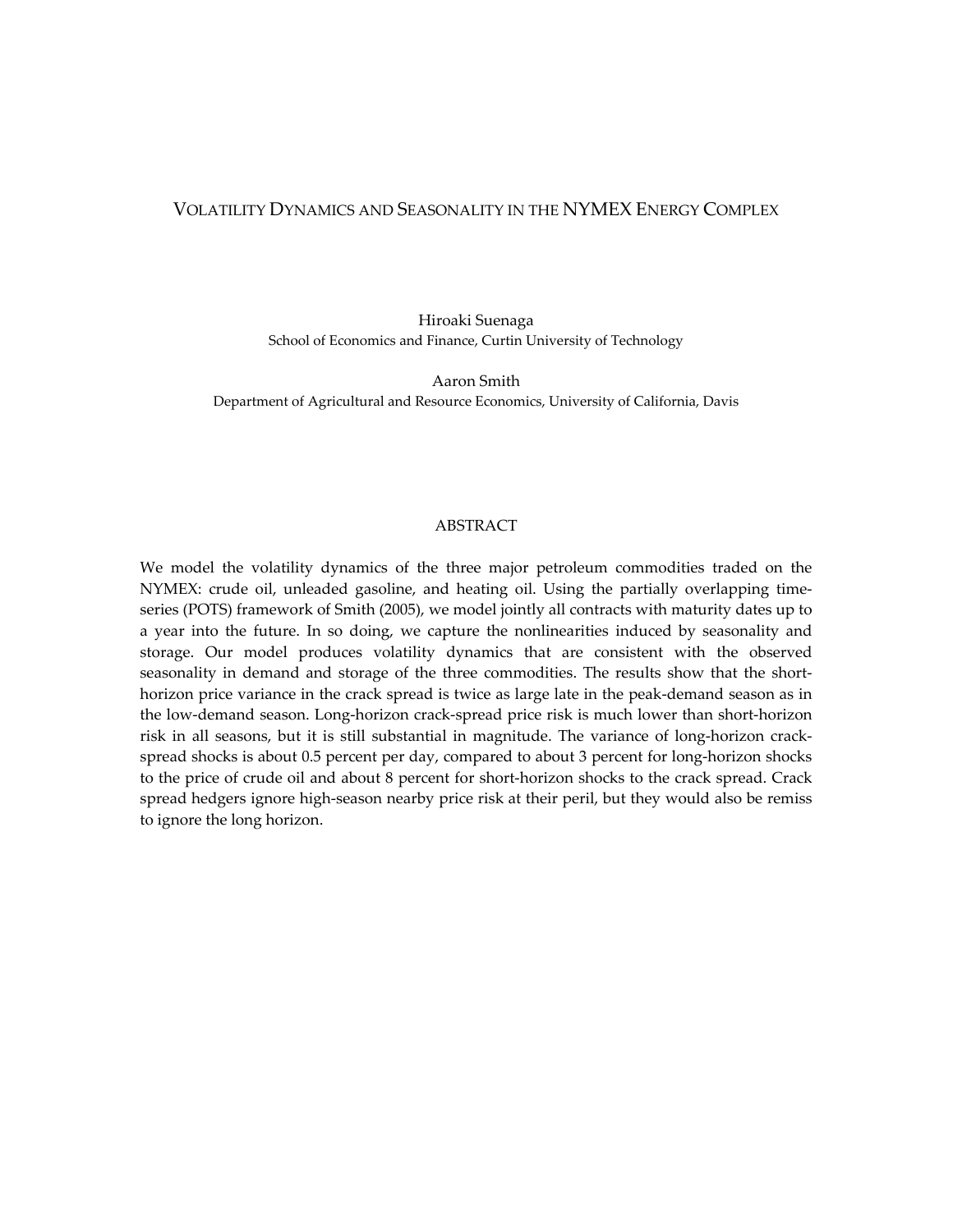# Volatility Dynamics and Seasonality in the NYMEX Energy Complex

Hiroaki Suenaga
School of Economics and Finance, Curtin University of Technology

Aaron Smith
Department of Agricultural and Resource Economics, University of California, Davis

## ABSTRACT

We model the volatility dynamics of the three major petroleum commodities traded on the NYMEX: crude oil, unleaded gasoline, and heating oil. Using the partially overlapping time-series (POTS) framework of Smith (2005), we model jointly all contracts with maturity dates up to a year into the future. In so doing, we capture the nonlinearities induced by seasonality and storage. Our model produces volatility dynamics that are consistent with the observed seasonality in demand and storage of the three commodities. The results show that the short-horizon price variance in the crack spread is twice as large late in the peak-demand season as in the low-demand season. Long-horizon crack-spread price risk is much lower than short-horizon risk in all seasons, but it is still substantial in magnitude. The variance of long-horizon crack-spread shocks is about 0.5 percent per day, compared to about 3 percent for long-horizon shocks to the price of crude oil and about 8 percent for short-horizon shocks to the crack spread. Crack spread hedgers ignore high-season nearby price risk at their peril, but they would also be remiss to ignore the long horizon.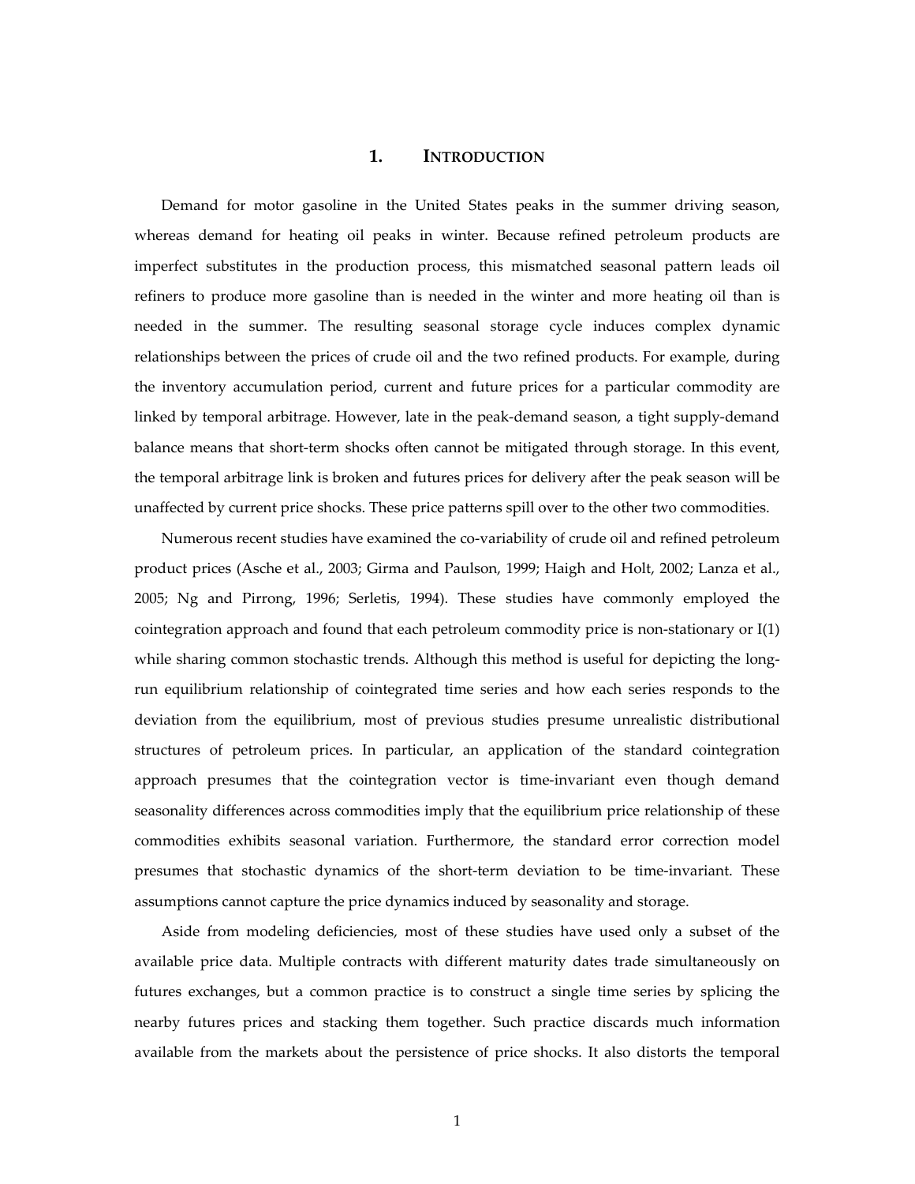# 1. INTRODUCTION

Demand for motor gasoline in the United States peaks in the summer driving season, whereas demand for heating oil peaks in winter. Because refined petroleum products are imperfect substitutes in the production process, this mismatched seasonal pattern leads oil refiners to produce more gasoline than is needed in the winter and more heating oil than is needed in the summer. The resulting seasonal storage cycle induces complex dynamic relationships between the prices of crude oil and the two refined products. For example, during the inventory accumulation period, current and future prices for a particular commodity are linked by temporal arbitrage. However, late in the peak-demand season, a tight supply-demand balance means that short-term shocks often cannot be mitigated through storage. In this event, the temporal arbitrage link is broken and futures prices for delivery after the peak season will be unaffected by current price shocks. These price patterns spill over to the other two commodities.

Numerous recent studies have examined the co-variability of crude oil and refined petroleum product prices (Asche et al., 2003; Girma and Paulson, 1999; Haigh and Holt, 2002; Lanza et al., 2005; Ng and Pirrong, 1996; Serletis, 1994). These studies have commonly employed the cointegration approach and found that each petroleum commodity price is non-stationary or I(1) while sharing common stochastic trends. Although this method is useful for depicting the long-run equilibrium relationship of cointegrated time series and how each series responds to the deviation from the equilibrium, most of previous studies presume unrealistic distributional structures of petroleum prices. In particular, an application of the standard cointegration approach presumes that the cointegration vector is time-invariant even though demand seasonality differences across commodities imply that the equilibrium price relationship of these commodities exhibits seasonal variation. Furthermore, the standard error correction model presumes that stochastic dynamics of the short-term deviation to be time-invariant. These assumptions cannot capture the price dynamics induced by seasonality and storage.

Aside from modeling deficiencies, most of these studies have used only a subset of the available price data. Multiple contracts with different maturity dates trade simultaneously on futures exchanges, but a common practice is to construct a single time series by splicing the nearby futures prices and stacking them together. Such practice discards much information available from the markets about the persistence of price shocks. It also distorts the temporal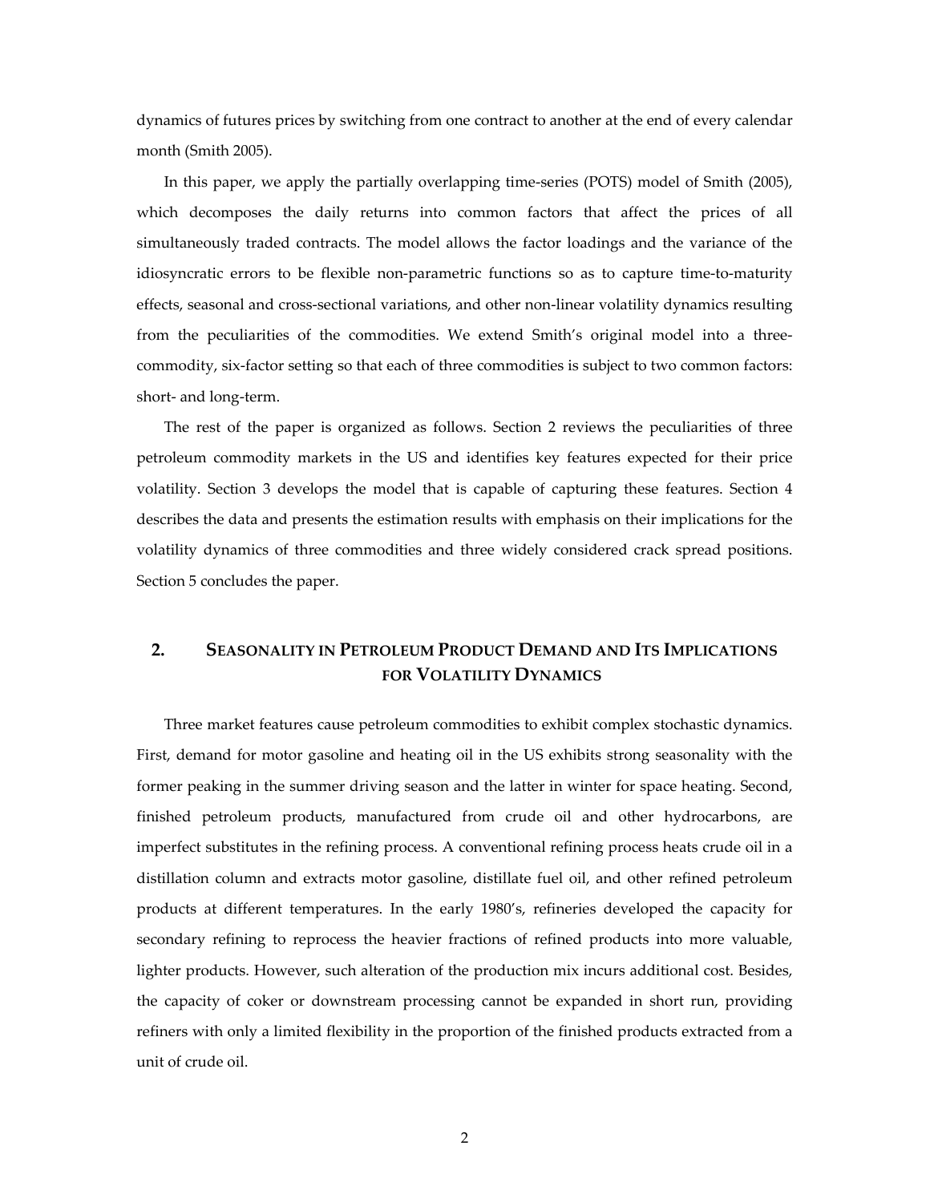dynamics of futures prices by switching from one contract to another at the end of every calendar month (Smith 2005).

In this paper, we apply the partially overlapping time-series (POTS) model of Smith (2005), which decomposes the daily returns into common factors that affect the prices of all simultaneously traded contracts. The model allows the factor loadings and the variance of the idiosyncratic errors to be flexible non-parametric functions so as to capture time-to-maturity effects, seasonal and cross-sectional variations, and other non-linear volatility dynamics resulting from the peculiarities of the commodities. We extend Smith's original model into a three-commodity, six-factor setting so that each of three commodities is subject to two common factors: short- and long-term.

The rest of the paper is organized as follows. Section 2 reviews the peculiarities of three petroleum commodity markets in the US and identifies key features expected for their price volatility. Section 3 develops the model that is capable of capturing these features. Section 4 describes the data and presents the estimation results with emphasis on their implications for the volatility dynamics of three commodities and three widely considered crack spread positions. Section 5 concludes the paper.

## 2. SEASONALITY IN PETROLEUM PRODUCT DEMAND AND ITS IMPLICATIONS FOR VOLATILITY DYNAMICS

Three market features cause petroleum commodities to exhibit complex stochastic dynamics. First, demand for motor gasoline and heating oil in the US exhibits strong seasonality with the former peaking in the summer driving season and the latter in winter for space heating. Second, finished petroleum products, manufactured from crude oil and other hydrocarbons, are imperfect substitutes in the refining process. A conventional refining process heats crude oil in a distillation column and extracts motor gasoline, distillate fuel oil, and other refined petroleum products at different temperatures. In the early 1980's, refineries developed the capacity for secondary refining to reprocess the heavier fractions of refined products into more valuable, lighter products. However, such alteration of the production mix incurs additional cost. Besides, the capacity of coker or downstream processing cannot be expanded in short run, providing refiners with only a limited flexibility in the proportion of the finished products extracted from a unit of crude oil.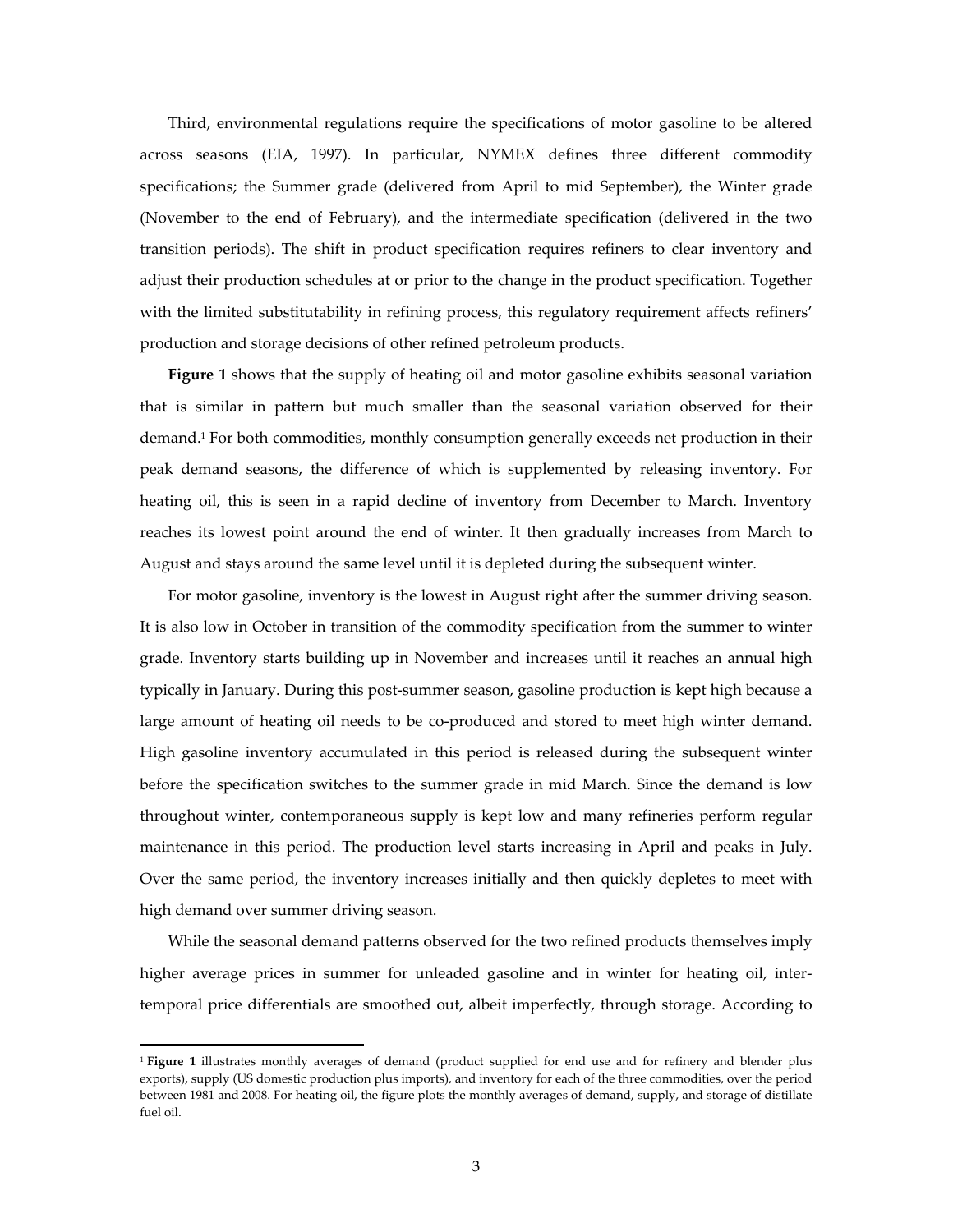Third, environmental regulations require the specifications of motor gasoline to be altered across seasons (EIA, 1997). In particular, NYMEX defines three different commodity specifications; the Summer grade (delivered from April to mid September), the Winter grade (November to the end of February), and the intermediate specification (delivered in the two transition periods). The shift in product specification requires refiners to clear inventory and adjust their production schedules at or prior to the change in the product specification. Together with the limited substitutability in refining process, this regulatory requirement affects refiners' production and storage decisions of other refined petroleum products.

**Figure 1** shows that the supply of heating oil and motor gasoline exhibits seasonal variation that is similar in pattern but much smaller than the seasonal variation observed for their demand.[1] For both commodities, monthly consumption generally exceeds net production in their peak demand seasons, the difference of which is supplemented by releasing inventory. For heating oil, this is seen in a rapid decline of inventory from December to March. Inventory reaches its lowest point around the end of winter. It then gradually increases from March to August and stays around the same level until it is depleted during the subsequent winter.

For motor gasoline, inventory is the lowest in August right after the summer driving season. It is also low in October in transition of the commodity specification from the summer to winter grade. Inventory starts building up in November and increases until it reaches an annual high typically in January. During this post-summer season, gasoline production is kept high because a large amount of heating oil needs to be co-produced and stored to meet high winter demand. High gasoline inventory accumulated in this period is released during the subsequent winter before the specification switches to the summer grade in mid March. Since the demand is low throughout winter, contemporaneous supply is kept low and many refineries perform regular maintenance in this period. The production level starts increasing in April and peaks in July. Over the same period, the inventory increases initially and then quickly depletes to meet with high demand over summer driving season.

While the seasonal demand patterns observed for the two refined products themselves imply higher average prices in summer for unleaded gasoline and in winter for heating oil, inter-temporal price differentials are smoothed out, albeit imperfectly, through storage. According to

---

[1] **Figure 1** illustrates monthly averages of demand (product supplied for end use and for refinery and blender plus exports), supply (US domestic production plus imports), and inventory for each of the three commodities, over the period between 1981 and 2008. For heating oil, the figure plots the monthly averages of demand, supply, and storage of distillate fuel oil.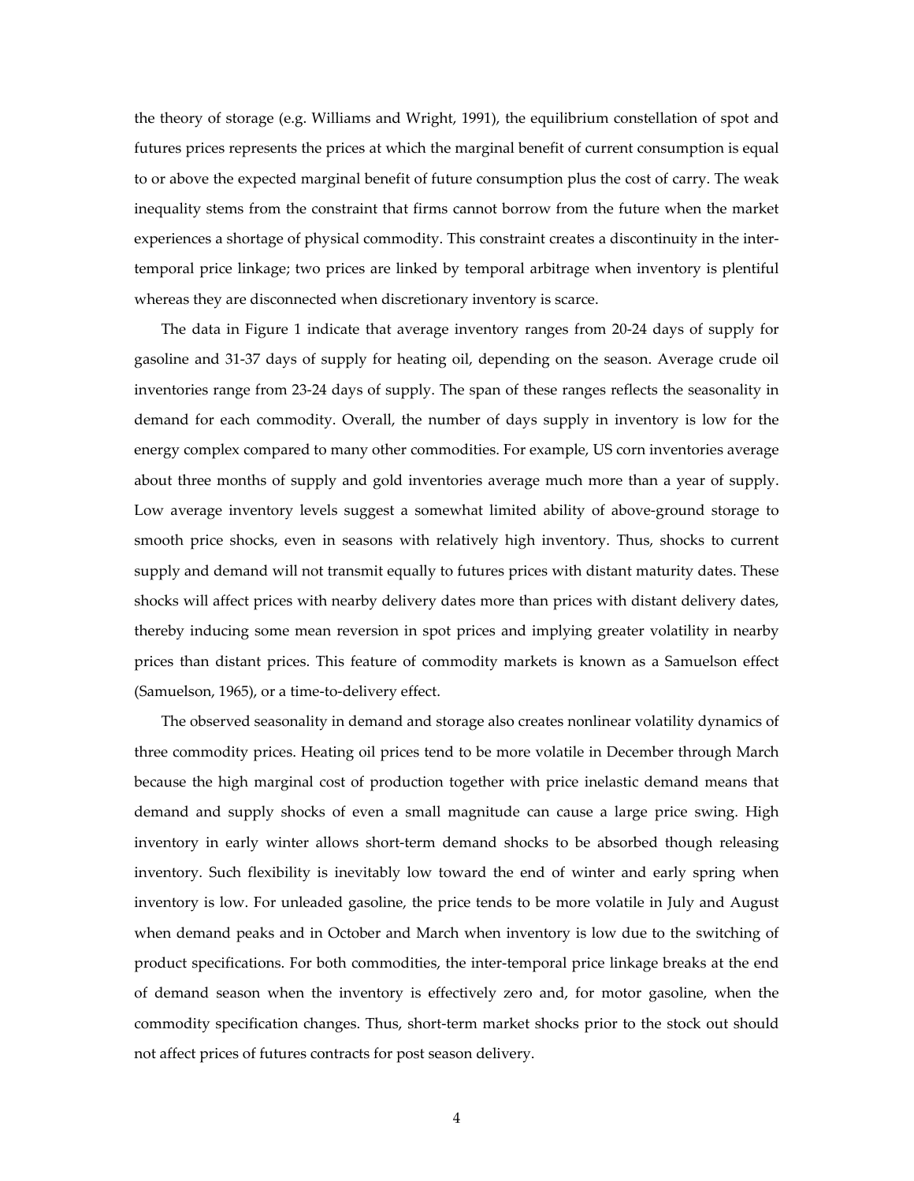the theory of storage (e.g. Williams and Wright, 1991), the equilibrium constellation of spot and futures prices represents the prices at which the marginal benefit of current consumption is equal to or above the expected marginal benefit of future consumption plus the cost of carry. The weak inequality stems from the constraint that firms cannot borrow from the future when the market experiences a shortage of physical commodity. This constraint creates a discontinuity in the inter-temporal price linkage; two prices are linked by temporal arbitrage when inventory is plentiful whereas they are disconnected when discretionary inventory is scarce.

The data in Figure 1 indicate that average inventory ranges from 20-24 days of supply for gasoline and 31-37 days of supply for heating oil, depending on the season. Average crude oil inventories range from 23-24 days of supply. The span of these ranges reflects the seasonality in demand for each commodity. Overall, the number of days supply in inventory is low for the energy complex compared to many other commodities. For example, US corn inventories average about three months of supply and gold inventories average much more than a year of supply. Low average inventory levels suggest a somewhat limited ability of above-ground storage to smooth price shocks, even in seasons with relatively high inventory. Thus, shocks to current supply and demand will not transmit equally to futures prices with distant maturity dates. These shocks will affect prices with nearby delivery dates more than prices with distant delivery dates, thereby inducing some mean reversion in spot prices and implying greater volatility in nearby prices than distant prices. This feature of commodity markets is known as a Samuelson effect (Samuelson, 1965), or a time-to-delivery effect.

The observed seasonality in demand and storage also creates nonlinear volatility dynamics of three commodity prices. Heating oil prices tend to be more volatile in December through March because the high marginal cost of production together with price inelastic demand means that demand and supply shocks of even a small magnitude can cause a large price swing. High inventory in early winter allows short-term demand shocks to be absorbed though releasing inventory. Such flexibility is inevitably low toward the end of winter and early spring when inventory is low. For unleaded gasoline, the price tends to be more volatile in July and August when demand peaks and in October and March when inventory is low due to the switching of product specifications. For both commodities, the inter-temporal price linkage breaks at the end of demand season when the inventory is effectively zero and, for motor gasoline, when the commodity specification changes. Thus, short-term market shocks prior to the stock out should not affect prices of futures contracts for post season delivery.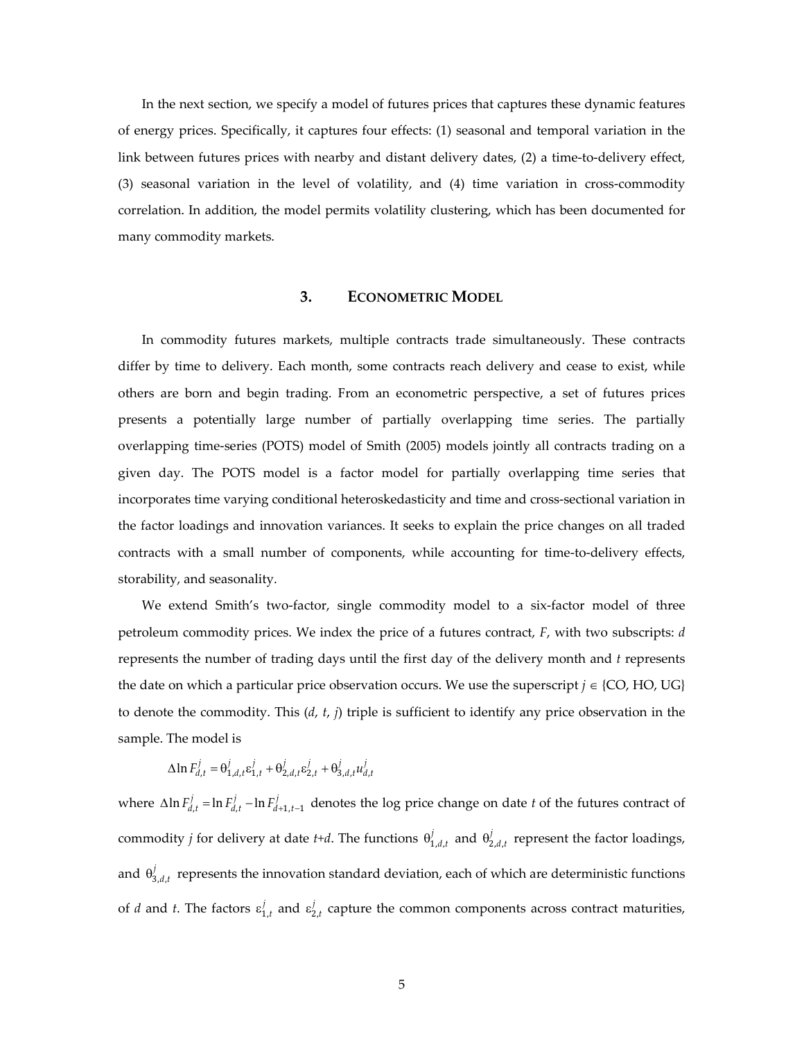In the next section, we specify a model of futures prices that captures these dynamic features of energy prices. Specifically, it captures four effects: (1) seasonal and temporal variation in the link between futures prices with nearby and distant delivery dates, (2) a time-to-delivery effect, (3) seasonal variation in the level of volatility, and (4) time variation in cross-commodity correlation. In addition, the model permits volatility clustering, which has been documented for many commodity markets.

## 3. ECONOMETRIC MODEL

In commodity futures markets, multiple contracts trade simultaneously. These contracts differ by time to delivery. Each month, some contracts reach delivery and cease to exist, while others are born and begin trading. From an econometric perspective, a set of futures prices presents a potentially large number of partially overlapping time series. The partially overlapping time-series (POTS) model of Smith (2005) models jointly all contracts trading on a given day. The POTS model is a factor model for partially overlapping time series that incorporates time varying conditional heteroskedasticity and time and cross-sectional variation in the factor loadings and innovation variances. It seeks to explain the price changes on all traded contracts with a small number of components, while accounting for time-to-delivery effects, storability, and seasonality.

We extend Smith's two-factor, single commodity model to a six-factor model of three petroleum commodity prices. We index the price of a futures contract, $F$, with two subscripts: $d$ represents the number of trading days until the first day of the delivery month and $t$ represents the date on which a particular price observation occurs. We use the superscript $j \in$ {CO, HO, UG} to denote the commodity. This ($d$, $t$, $j$) triple is sufficient to identify any price observation in the sample. The model is

$$\Delta \ln F_{d,t}^{j} = \theta_{1,d,t}^{j} \varepsilon_{1,t}^{j} + \theta_{2,d,t}^{j} \varepsilon_{2,t}^{j} + \theta_{3,d,t}^{j} u_{d,t}^{j}$$

where $\Delta \ln F_{d,t}^{j} = \ln F_{d,t}^{j} - \ln F_{d+1,t-1}^{j}$ denotes the log price change on date $t$ of the futures contract of commodity $j$ for delivery at date $t$+$d$. The functions $\theta_{1,d,t}^{j}$ and $\theta_{2,d,t}^{j}$ represent the factor loadings, and $\theta_{3,d,t}^{j}$ represents the innovation standard deviation, each of which are deterministic functions of $d$ and $t$. The factors $\varepsilon_{1,t}^{j}$ and $\varepsilon_{2,t}^{j}$ capture the common components across contract maturities,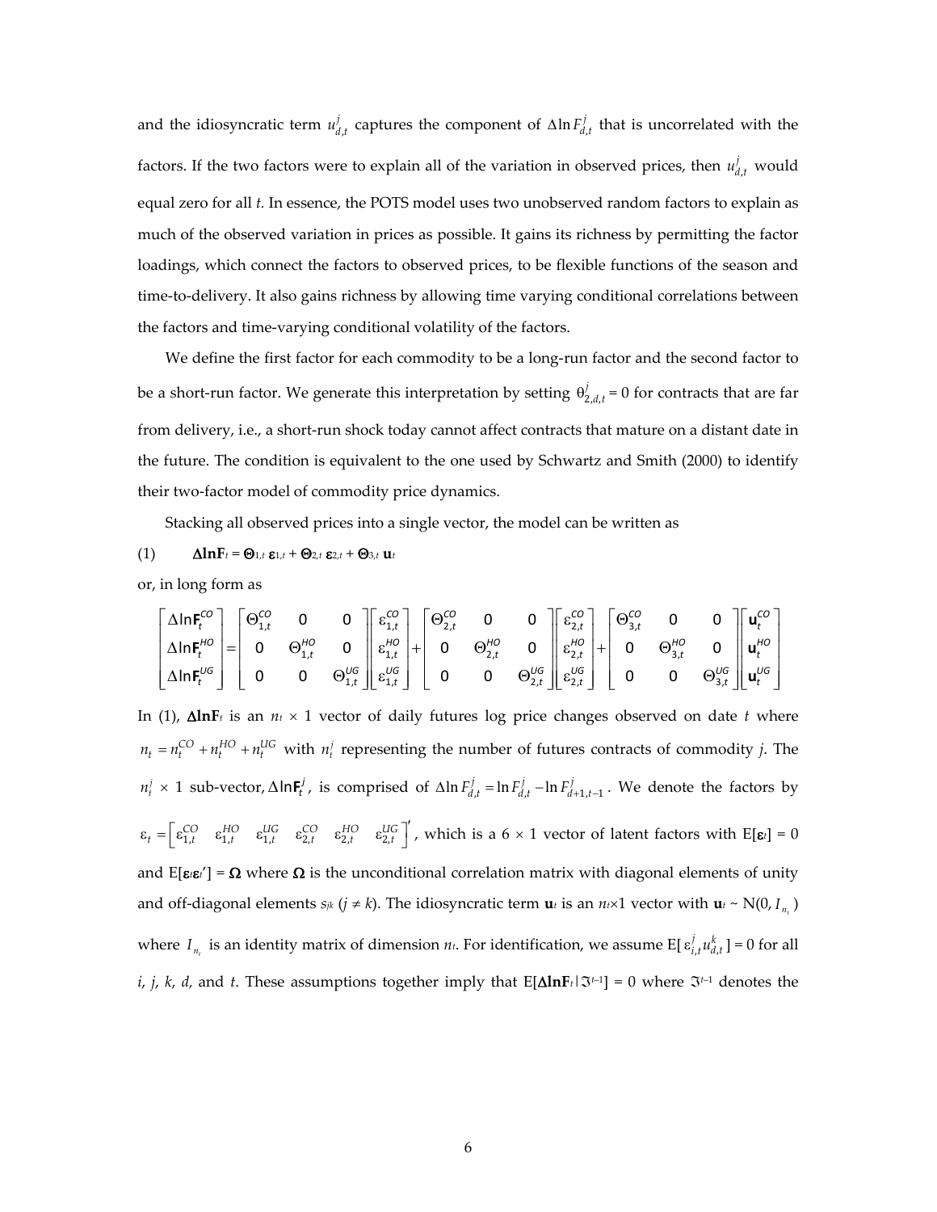and the idiosyncratic term $u^j_{d,t}$ captures the component of $\Delta \ln F^j_{d,t}$ that is uncorrelated with the factors. If the two factors were to explain all of the variation in observed prices, then $u^j_{d,t}$ would equal zero for all *t*. In essence, the POTS model uses two unobserved random factors to explain as much of the observed variation in prices as possible. It gains its richness by permitting the factor loadings, which connect the factors to observed prices, to be flexible functions of the season and time-to-delivery. It also gains richness by allowing time varying conditional correlations between the factors and time-varying conditional volatility of the factors.

We define the first factor for each commodity to be a long-run factor and the second factor to be a short-run factor. We generate this interpretation by setting $\theta^j_{2,d,t} = 0$ for contracts that are far from delivery, i.e., a short-run shock today cannot affect contracts that mature on a distant date in the future. The condition is equivalent to the one used by Schwartz and Smith (2000) to identify their two-factor model of commodity price dynamics.

Stacking all observed prices into a single vector, the model can be written as

(1) $$\mathbf{\Delta lnF}_t = \mathbf{\Theta}_{1,t}\, \boldsymbol{\varepsilon}_{1,t} + \mathbf{\Theta}_{2,t}\, \boldsymbol{\varepsilon}_{2,t} + \mathbf{\Theta}_{3,t}\, \mathbf{u}_t$$

or, in long form as

$$\begin{bmatrix} \Delta \ln \mathbf{F}^{CO}_t \\ \Delta \ln \mathbf{F}^{HO}_t \\ \Delta \ln \mathbf{F}^{UG}_t \end{bmatrix} = \begin{bmatrix} \Theta^{CO}_{1,t} & 0 & 0 \\ 0 & \Theta^{HO}_{1,t} & 0 \\ 0 & 0 & \Theta^{UG}_{1,t} \end{bmatrix} \begin{bmatrix} \varepsilon^{CO}_{1,t} \\ \varepsilon^{HO}_{1,t} \\ \varepsilon^{UG}_{1,t} \end{bmatrix} + \begin{bmatrix} \Theta^{CO}_{2,t} & 0 & 0 \\ 0 & \Theta^{HO}_{2,t} & 0 \\ 0 & 0 & \Theta^{UG}_{2,t} \end{bmatrix} \begin{bmatrix} \varepsilon^{CO}_{2,t} \\ \varepsilon^{HO}_{2,t} \\ \varepsilon^{UG}_{2,t} \end{bmatrix} + \begin{bmatrix} \Theta^{CO}_{3,t} & 0 & 0 \\ 0 & \Theta^{HO}_{3,t} & 0 \\ 0 & 0 & \Theta^{UG}_{3,t} \end{bmatrix} \begin{bmatrix} \mathbf{u}^{CO}_t \\ \mathbf{u}^{HO}_t \\ \mathbf{u}^{UG}_t \end{bmatrix}$$

In (1), $\mathbf{\Delta lnF}_t$ is an $n_t \times 1$ vector of daily futures log price changes observed on date *t* where $n_t = n^{CO}_t + n^{HO}_t + n^{UG}_t$ with $n^j_t$ representing the number of futures contracts of commodity *j*. The $n^j_t \times 1$ sub-vector, $\Delta \ln \mathbf{F}^j_t$, is comprised of $\Delta \ln F^j_{d,t} = \ln F^j_{d,t} - \ln F^j_{d+1,t-1}$. We denote the factors by $\varepsilon_t = \begin{bmatrix} \varepsilon^{CO}_{1,t} & \varepsilon^{HO}_{1,t} & \varepsilon^{UG}_{1,t} & \varepsilon^{CO}_{2,t} & \varepsilon^{HO}_{2,t} & \varepsilon^{UG}_{2,t} \end{bmatrix}'$, which is a 6 × 1 vector of latent factors with E[$\boldsymbol{\varepsilon}_t$] = 0 and E[$\boldsymbol{\varepsilon}_t\boldsymbol{\varepsilon}_t'$] = $\mathbf{\Omega}$ where $\mathbf{\Omega}$ is the unconditional correlation matrix with diagonal elements of unity and off-diagonal elements $s_{jk}$ ($j \neq k$). The idiosyncratic term $\mathbf{u}_t$ is an $n_t \times 1$ vector with $\mathbf{u}_t \sim N(0, I_{n_t})$ where $I_{n_t}$ is an identity matrix of dimension $n_t$. For identification, we assume E[$\varepsilon^j_{i,t} u^k_{d,t}$] = 0 for all *i*, *j*, *k*, *d*, and *t*. These assumptions together imply that E[$\mathbf{\Delta lnF}_t | \Im^{t-1}$] = 0 where $\Im^{t-1}$ denotes the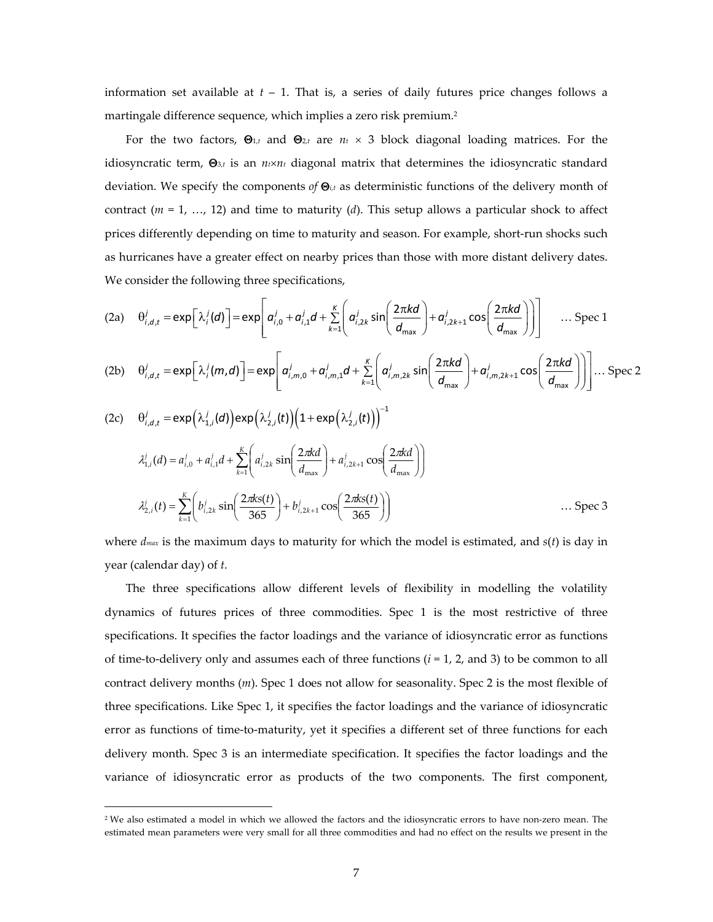information set available at $t-1$. That is, a series of daily futures price changes follows a martingale difference sequence, which implies a zero risk premium.[2]

For the two factors, $\Theta_{1,t}$ and $\Theta_{2,t}$ are $n_t \times 3$ block diagonal loading matrices. For the idiosyncratic term, $\Theta_{3,t}$ is an $n_t \times n_t$ diagonal matrix that determines the idiosyncratic standard deviation. We specify the components *of* $\Theta_{i,t}$ as deterministic functions of the delivery month of contract ($m$ = 1, …, 12) and time to maturity ($d$). This setup allows a particular shock to affect prices differently depending on time to maturity and season. For example, short-run shocks such as hurricanes have a greater effect on nearby prices than those with more distant delivery dates. We consider the following three specifications,

$$\text{(2a)} \quad \theta^j_{i,d,t} = \exp\left[\lambda^j_i(d)\right] = \exp\left[a^j_{i,0} + a^j_{i,1}d + \sum_{k=1}^{K}\left(a^j_{i,2k}\sin\left(\frac{2\pi kd}{d_{\max}}\right) + a^j_{i,2k+1}\cos\left(\frac{2\pi kd}{d_{\max}}\right)\right)\right] \quad \text{… Spec 1}$$

$$\text{(2b)} \quad \theta^j_{i,d,t} = \exp\left[\lambda^j_i(m,d)\right] = \exp\left[a^j_{i,m,0} + a^j_{i,m,1}d + \sum_{k=1}^{K}\left(a^j_{i,m,2k}\sin\left(\frac{2\pi kd}{d_{\max}}\right) + a^j_{i,m,2k+1}\cos\left(\frac{2\pi kd}{d_{\max}}\right)\right)\right] \text{… Spec 2}$$

$$\text{(2c)} \quad \theta^j_{i,d,t} = \exp\left(\lambda^j_{1,i}(d)\right)\exp\left(\lambda^j_{2,i}(t)\right)\left(1+\exp\left(\lambda^j_{2,i}(t)\right)\right)^{-1}$$

$$\lambda^j_{1,i}(d) = a^j_{i,0} + a^j_{i,1}d + \sum_{k=1}^{K}\left(a^j_{i,2k}\sin\left(\frac{2\pi kd}{d_{\max}}\right) + a^j_{i,2k+1}\cos\left(\frac{2\pi kd}{d_{\max}}\right)\right)$$

$$\lambda^j_{2,i}(t) = \sum_{k=1}^{K}\left(b^j_{i,2k}\sin\left(\frac{2\pi ks(t)}{365}\right) + b^j_{i,2k+1}\cos\left(\frac{2\pi ks(t)}{365}\right)\right) \quad \text{… Spec 3}$$

where $d_{max}$ is the maximum days to maturity for which the model is estimated, and $s(t)$ is day in year (calendar day) of $t$.

The three specifications allow different levels of flexibility in modelling the volatility dynamics of futures prices of three commodities. Spec 1 is the most restrictive of three specifications. It specifies the factor loadings and the variance of idiosyncratic error as functions of time-to-delivery only and assumes each of three functions ($i$ = 1, 2, and 3) to be common to all contract delivery months ($m$). Spec 1 does not allow for seasonality. Spec 2 is the most flexible of three specifications. Like Spec 1, it specifies the factor loadings and the variance of idiosyncratic error as functions of time-to-maturity, yet it specifies a different set of three functions for each delivery month. Spec 3 is an intermediate specification. It specifies the factor loadings and the variance of idiosyncratic error as products of the two components. The first component,

---

[2] We also estimated a model in which we allowed the factors and the idiosyncratic errors to have non-zero mean. The estimated mean parameters were very small for all three commodities and had no effect on the results we present in the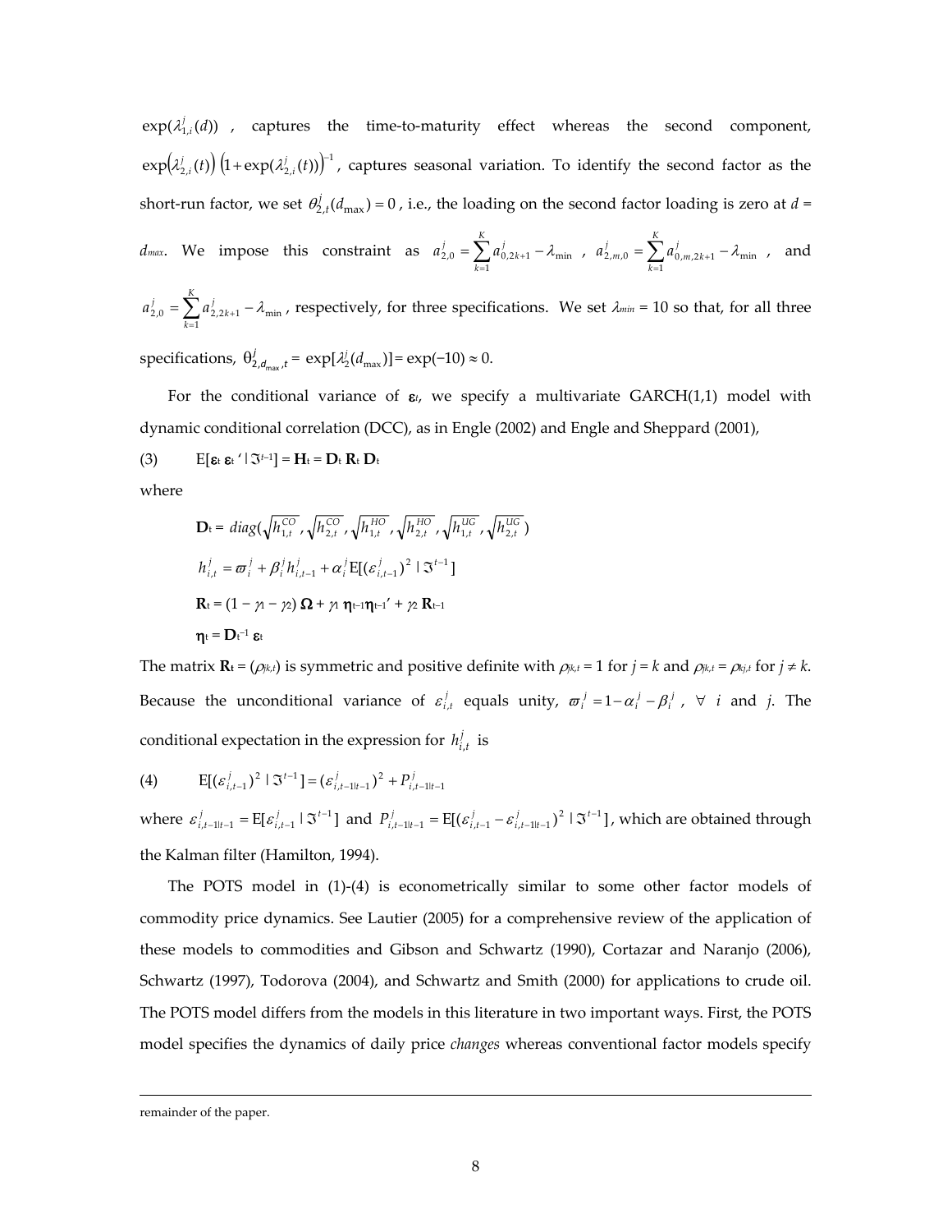$\exp(\lambda_{1,i}^{j}(d))$ , captures the time-to-maturity effect whereas the second component, $\exp\left(\lambda_{2,i}^{j}(t)\right)\left(1+\exp(\lambda_{2,i}^{j}(t))\right)^{-1}$, captures seasonal variation. To identify the second factor as the short-run factor, we set $\theta_{2,t}^{j}(d_{\max})=0$ , i.e., the loading on the second factor loading is zero at $d = d_{max}$. We impose this constraint as $a_{2,0}^{j}=\sum_{k=1}^{K}a_{0,2k+1}^{j}-\lambda_{\min}$ , $a_{2,m,0}^{j}=\sum_{k=1}^{K}a_{0,m,2k+1}^{j}-\lambda_{\min}$ , and $a_{2,0}^{j}=\sum_{k=1}^{K}a_{2,2k+1}^{j}-\lambda_{\min}$, respectively, for three specifications. We set $\lambda_{min} = 10$ so that, for all three specifications, $\theta^{j}_{2,d_{\max},t} = \exp[\lambda_2^j(d_{\max})] = \exp(-10) \approx 0$.

For the conditional variance of $\boldsymbol{\varepsilon}_t$, we specify a multivariate GARCH(1,1) model with dynamic conditional correlation (DCC), as in Engle (2002) and Engle and Sheppard (2001),

(3) $\quad \mathrm{E}[\boldsymbol{\varepsilon}_t\, \boldsymbol{\varepsilon}_t' \mid \mathfrak{I}^{t-1}] = \mathbf{H}_t = \mathbf{D}_t\, \mathbf{R}_t\, \mathbf{D}_t$

where

$$\mathbf{D}_t = diag(\sqrt{h_{1,t}^{CO}}, \sqrt{h_{2,t}^{CO}}, \sqrt{h_{1,t}^{HO}}, \sqrt{h_{2,t}^{HO}}, \sqrt{h_{1,t}^{UG}}, \sqrt{h_{2,t}^{UG}})$$

$$h_{i,t}^{j}=\varpi_{i}^{j}+\beta_{i}^{j}h_{i,t-1}^{j}+\alpha_{i}^{j}\mathrm{E}[(\varepsilon_{i,t-1}^{j})^{2}\mid\mathfrak{I}^{t-1}]$$

$$\mathbf{R}_t = (1 - \gamma_1 - \gamma_2)\, \boldsymbol{\Omega} + \gamma_1\, \boldsymbol{\eta}_{t-1}\boldsymbol{\eta}_{t-1}' + \gamma_2\, \mathbf{R}_{t-1}$$

$$\boldsymbol{\eta}_t = \mathbf{D}_t^{-1}\, \boldsymbol{\varepsilon}_t$$

The matrix $\mathbf{R}_t = (\rho_{jk,t})$ is symmetric and positive definite with $\rho_{jk,t} = 1$ for $j = k$ and $\rho_{jk,t} = \rho_{kj,t}$ for $j \neq k$. Because the unconditional variance of $\varepsilon_{i,t}^{j}$ equals unity, $\varpi_{i}^{j}=1-\alpha_{i}^{j}-\beta_{i}^{j}$ , $\forall$ $i$ and $j$. The conditional expectation in the expression for $h_{i,t}^{j}$ is

(4) $\quad \mathrm{E}[(\varepsilon_{i,t-1}^{j})^{2}\mid\mathfrak{I}^{t-1}]=(\varepsilon_{i,t-1|t-1}^{j})^{2}+P_{i,t-1|t-1}^{j}$

where $\varepsilon_{i,t-1|t-1}^{j}=\mathrm{E}[\varepsilon_{i,t-1}^{j}\mid\mathfrak{I}^{t-1}]$ and $P_{i,t-1|t-1}^{j}=\mathrm{E}[(\varepsilon_{i,t-1}^{j}-\varepsilon_{i,t-1|t-1}^{j})^{2}\mid\mathfrak{I}^{t-1}]$, which are obtained through the Kalman filter (Hamilton, 1994).

The POTS model in (1)-(4) is econometrically similar to some other factor models of commodity price dynamics. See Lautier (2005) for a comprehensive review of the application of these models to commodities and Gibson and Schwartz (1990), Cortazar and Naranjo (2006), Schwartz (1997), Todorova (2004), and Schwartz and Smith (2000) for applications to crude oil. The POTS model differs from the models in this literature in two important ways. First, the POTS model specifies the dynamics of daily price *changes* whereas conventional factor models specify

---

remainder of the paper.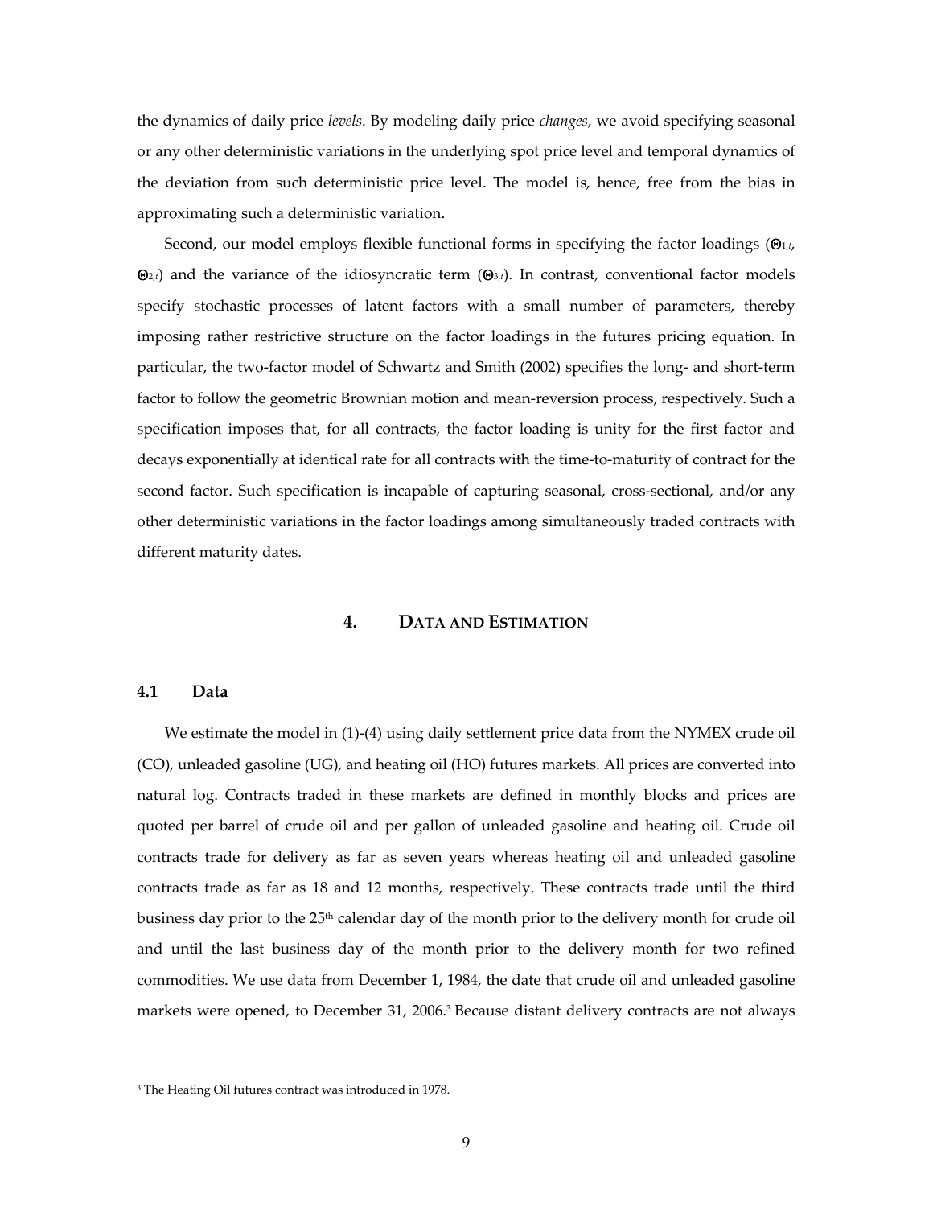the dynamics of daily price *levels*. By modeling daily price *changes*, we avoid specifying seasonal or any other deterministic variations in the underlying spot price level and temporal dynamics of the deviation from such deterministic price level. The model is, hence, free from the bias in approximating such a deterministic variation.

Second, our model employs flexible functional forms in specifying the factor loadings ($\Theta_{1,t}$, $\Theta_{2,t}$) and the variance of the idiosyncratic term ($\Theta_{3,t}$). In contrast, conventional factor models specify stochastic processes of latent factors with a small number of parameters, thereby imposing rather restrictive structure on the factor loadings in the futures pricing equation. In particular, the two-factor model of Schwartz and Smith (2002) specifies the long- and short-term factor to follow the geometric Brownian motion and mean-reversion process, respectively. Such a specification imposes that, for all contracts, the factor loading is unity for the first factor and decays exponentially at identical rate for all contracts with the time-to-maturity of contract for the second factor. Such specification is incapable of capturing seasonal, cross-sectional, and/or any other deterministic variations in the factor loadings among simultaneously traded contracts with different maturity dates.

## 4. DATA AND ESTIMATION

### 4.1 Data

We estimate the model in (1)-(4) using daily settlement price data from the NYMEX crude oil (CO), unleaded gasoline (UG), and heating oil (HO) futures markets. All prices are converted into natural log. Contracts traded in these markets are defined in monthly blocks and prices are quoted per barrel of crude oil and per gallon of unleaded gasoline and heating oil. Crude oil contracts trade for delivery as far as seven years whereas heating oil and unleaded gasoline contracts trade as far as 18 and 12 months, respectively. These contracts trade until the third business day prior to the 25th calendar day of the month prior to the delivery month for crude oil and until the last business day of the month prior to the delivery month for two refined commodities. We use data from December 1, 1984, the date that crude oil and unleaded gasoline markets were opened, to December 31, 2006.[3] Because distant delivery contracts are not always

[3] The Heating Oil futures contract was introduced in 1978.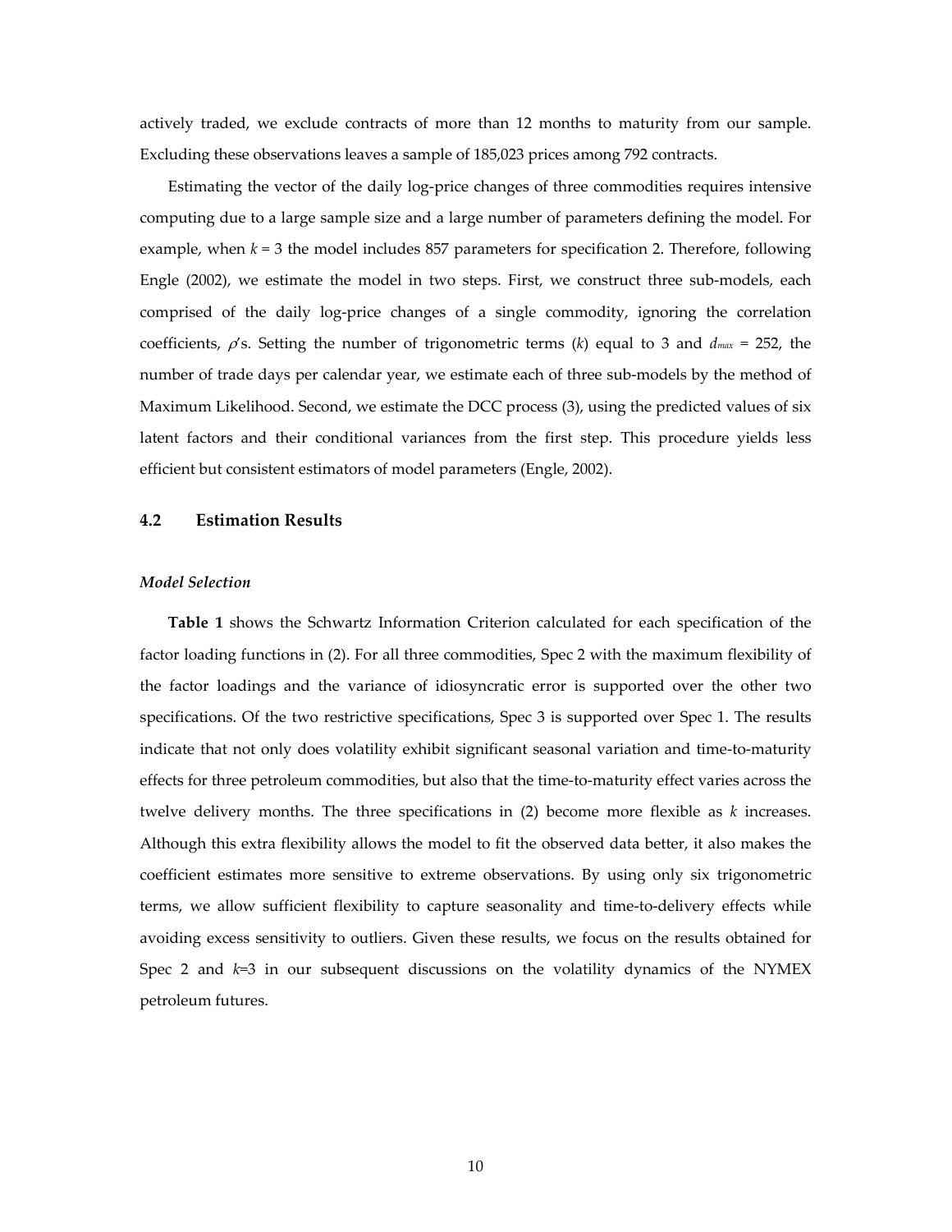actively traded, we exclude contracts of more than 12 months to maturity from our sample. Excluding these observations leaves a sample of 185,023 prices among 792 contracts.

Estimating the vector of the daily log-price changes of three commodities requires intensive computing due to a large sample size and a large number of parameters defining the model. For example, when $k$ = 3 the model includes 857 parameters for specification 2. Therefore, following Engle (2002), we estimate the model in two steps. First, we construct three sub-models, each comprised of the daily log-price changes of a single commodity, ignoring the correlation coefficients, $\rho$'s. Setting the number of trigonometric terms ($k$) equal to 3 and $d_{max}$ = 252, the number of trade days per calendar year, we estimate each of three sub-models by the method of Maximum Likelihood. Second, we estimate the DCC process (3), using the predicted values of six latent factors and their conditional variances from the first step. This procedure yields less efficient but consistent estimators of model parameters (Engle, 2002).

### 4.2 Estimation Results

#### *Model Selection*

**Table 1** shows the Schwartz Information Criterion calculated for each specification of the factor loading functions in (2). For all three commodities, Spec 2 with the maximum flexibility of the factor loadings and the variance of idiosyncratic error is supported over the other two specifications. Of the two restrictive specifications, Spec 3 is supported over Spec 1. The results indicate that not only does volatility exhibit significant seasonal variation and time-to-maturity effects for three petroleum commodities, but also that the time-to-maturity effect varies across the twelve delivery months. The three specifications in (2) become more flexible as $k$ increases. Although this extra flexibility allows the model to fit the observed data better, it also makes the coefficient estimates more sensitive to extreme observations. By using only six trigonometric terms, we allow sufficient flexibility to capture seasonality and time-to-delivery effects while avoiding excess sensitivity to outliers. Given these results, we focus on the results obtained for Spec 2 and $k$=3 in our subsequent discussions on the volatility dynamics of the NYMEX petroleum futures.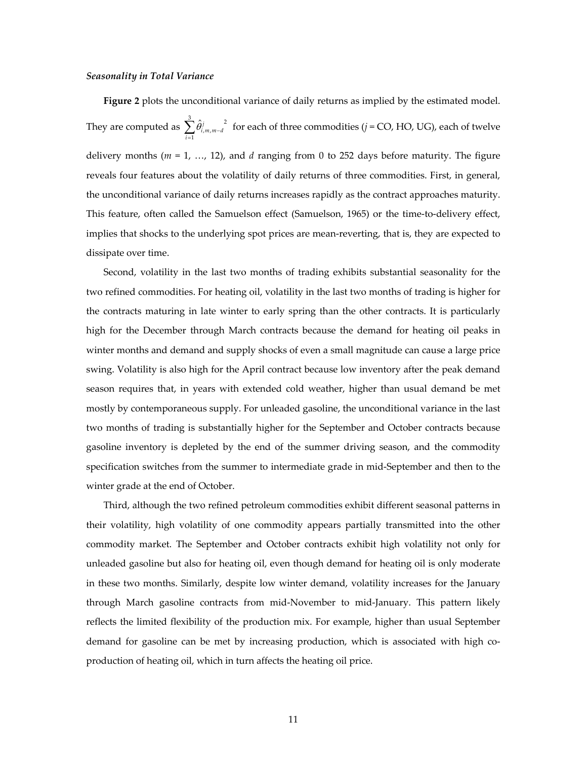### *Seasonality in Total Variance*

**Figure 2** plots the unconditional variance of daily returns as implied by the estimated model. They are computed as $\sum_{i=1}^{3} \hat{\theta}^{j}_{i,m,m-d}{}^{2}$ for each of three commodities ($j$ = CO, HO, UG), each of twelve delivery months ($m$ = 1, …, 12), and $d$ ranging from 0 to 252 days before maturity. The figure reveals four features about the volatility of daily returns of three commodities. First, in general, the unconditional variance of daily returns increases rapidly as the contract approaches maturity. This feature, often called the Samuelson effect (Samuelson, 1965) or the time-to-delivery effect, implies that shocks to the underlying spot prices are mean-reverting, that is, they are expected to dissipate over time.

Second, volatility in the last two months of trading exhibits substantial seasonality for the two refined commodities. For heating oil, volatility in the last two months of trading is higher for the contracts maturing in late winter to early spring than the other contracts. It is particularly high for the December through March contracts because the demand for heating oil peaks in winter months and demand and supply shocks of even a small magnitude can cause a large price swing. Volatility is also high for the April contract because low inventory after the peak demand season requires that, in years with extended cold weather, higher than usual demand be met mostly by contemporaneous supply. For unleaded gasoline, the unconditional variance in the last two months of trading is substantially higher for the September and October contracts because gasoline inventory is depleted by the end of the summer driving season, and the commodity specification switches from the summer to intermediate grade in mid-September and then to the winter grade at the end of October.

Third, although the two refined petroleum commodities exhibit different seasonal patterns in their volatility, high volatility of one commodity appears partially transmitted into the other commodity market. The September and October contracts exhibit high volatility not only for unleaded gasoline but also for heating oil, even though demand for heating oil is only moderate in these two months. Similarly, despite low winter demand, volatility increases for the January through March gasoline contracts from mid-November to mid-January. This pattern likely reflects the limited flexibility of the production mix. For example, higher than usual September demand for gasoline can be met by increasing production, which is associated with high co-production of heating oil, which in turn affects the heating oil price.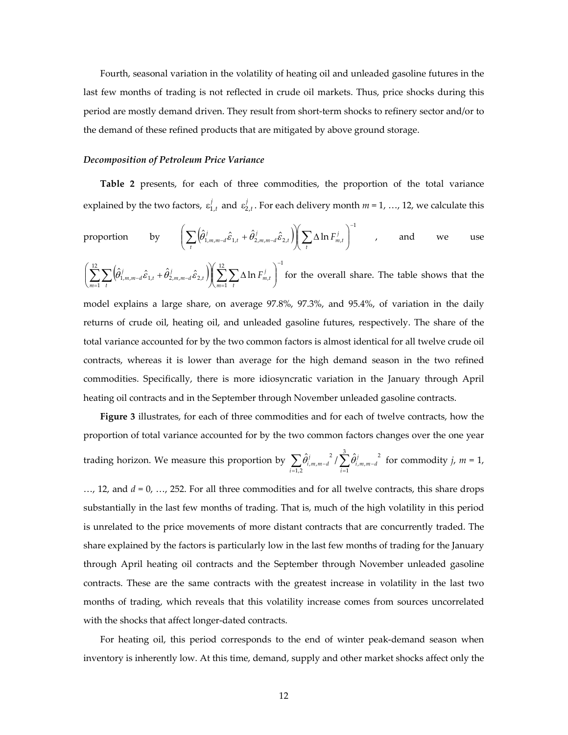Fourth, seasonal variation in the volatility of heating oil and unleaded gasoline futures in the last few months of trading is not reflected in crude oil markets. Thus, price shocks during this period are mostly demand driven. They result from short-term shocks to refinery sector and/or to the demand of these refined products that are mitigated by above ground storage.

*Decomposition of Petroleum Price Variance*

**Table 2** presents, for each of three commodities, the proportion of the total variance explained by the two factors, $\varepsilon_{1,t}^{j}$ and $\varepsilon_{2,t}^{j}$. For each delivery month $m$ = 1, …, 12, we calculate this proportion by $\left(\sum_{t}\left(\hat{\theta}_{1,m,m-d}^{j}\hat{\varepsilon}_{1,t}+\hat{\theta}_{2,m,m-d}^{j}\hat{\varepsilon}_{2,t}\right)\right)\left(\sum_{t}\Delta\ln F_{m,t}^{j}\right)^{-1}$, and we use $\left(\sum_{m=1}^{12}\sum_{t}\left(\hat{\theta}_{1,m,m-d}^{j}\hat{\varepsilon}_{1,t}+\hat{\theta}_{2,m,m-d}^{j}\hat{\varepsilon}_{2,t}\right)\right)\left(\sum_{m=1}^{12}\sum_{t}\Delta\ln F_{m,t}^{j}\right)^{-1}$ for the overall share. The table shows that the model explains a large share, on average 97.8%, 97.3%, and 95.4%, of variation in the daily returns of crude oil, heating oil, and unleaded gasoline futures, respectively. The share of the total variance accounted for by the two common factors is almost identical for all twelve crude oil contracts, whereas it is lower than average for the high demand season in the two refined commodities. Specifically, there is more idiosyncratic variation in the January through April heating oil contracts and in the September through November unleaded gasoline contracts.

**Figure 3** illustrates, for each of three commodities and for each of twelve contracts, how the proportion of total variance accounted for by the two common factors changes over the one year trading horizon. We measure this proportion by $\sum_{i=1,2}\hat{\theta}_{i,m,m-d}^{j\;2}/\sum_{i=1}^{3}\hat{\theta}_{i,m,m-d}^{j\;2}$ for commodity $j$, $m$ = 1, …, 12, and $d$ = 0, …, 252. For all three commodities and for all twelve contracts, this share drops substantially in the last few months of trading. That is, much of the high volatility in this period is unrelated to the price movements of more distant contracts that are concurrently traded. The share explained by the factors is particularly low in the last few months of trading for the January through April heating oil contracts and the September through November unleaded gasoline contracts. These are the same contracts with the greatest increase in volatility in the last two months of trading, which reveals that this volatility increase comes from sources uncorrelated with the shocks that affect longer-dated contracts.

For heating oil, this period corresponds to the end of winter peak-demand season when inventory is inherently low. At this time, demand, supply and other market shocks affect only the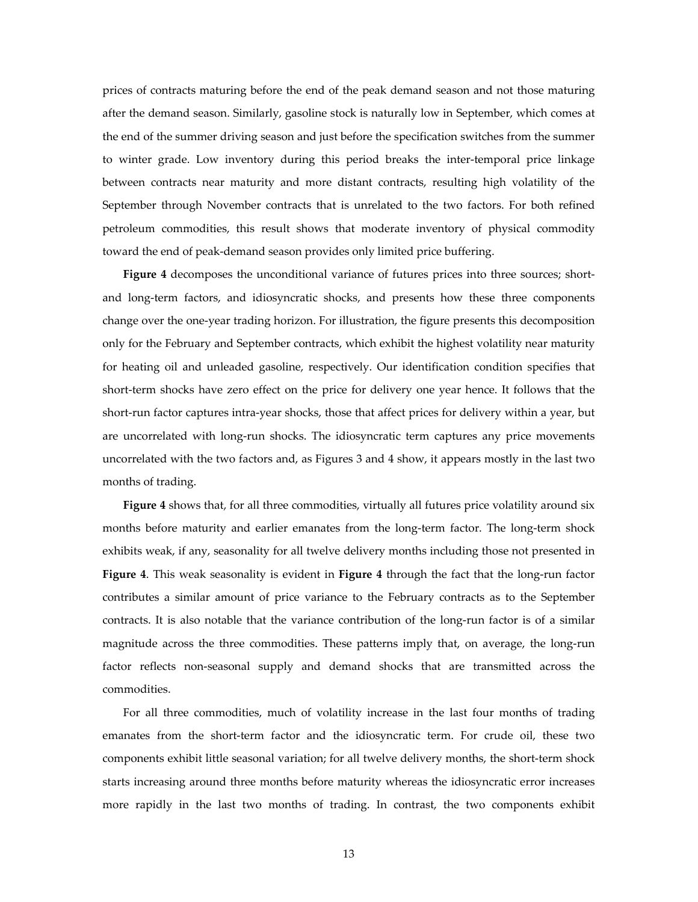prices of contracts maturing before the end of the peak demand season and not those maturing after the demand season. Similarly, gasoline stock is naturally low in September, which comes at the end of the summer driving season and just before the specification switches from the summer to winter grade. Low inventory during this period breaks the inter-temporal price linkage between contracts near maturity and more distant contracts, resulting high volatility of the September through November contracts that is unrelated to the two factors. For both refined petroleum commodities, this result shows that moderate inventory of physical commodity toward the end of peak-demand season provides only limited price buffering.

**Figure 4** decomposes the unconditional variance of futures prices into three sources; short- and long-term factors, and idiosyncratic shocks, and presents how these three components change over the one-year trading horizon. For illustration, the figure presents this decomposition only for the February and September contracts, which exhibit the highest volatility near maturity for heating oil and unleaded gasoline, respectively. Our identification condition specifies that short-term shocks have zero effect on the price for delivery one year hence. It follows that the short-run factor captures intra-year shocks, those that affect prices for delivery within a year, but are uncorrelated with long-run shocks. The idiosyncratic term captures any price movements uncorrelated with the two factors and, as Figures 3 and 4 show, it appears mostly in the last two months of trading.

**Figure 4** shows that, for all three commodities, virtually all futures price volatility around six months before maturity and earlier emanates from the long-term factor. The long-term shock exhibits weak, if any, seasonality for all twelve delivery months including those not presented in **Figure 4**. This weak seasonality is evident in **Figure 4** through the fact that the long-run factor contributes a similar amount of price variance to the February contracts as to the September contracts. It is also notable that the variance contribution of the long-run factor is of a similar magnitude across the three commodities. These patterns imply that, on average, the long-run factor reflects non-seasonal supply and demand shocks that are transmitted across the commodities.

For all three commodities, much of volatility increase in the last four months of trading emanates from the short-term factor and the idiosyncratic term. For crude oil, these two components exhibit little seasonal variation; for all twelve delivery months, the short-term shock starts increasing around three months before maturity whereas the idiosyncratic error increases more rapidly in the last two months of trading. In contrast, the two components exhibit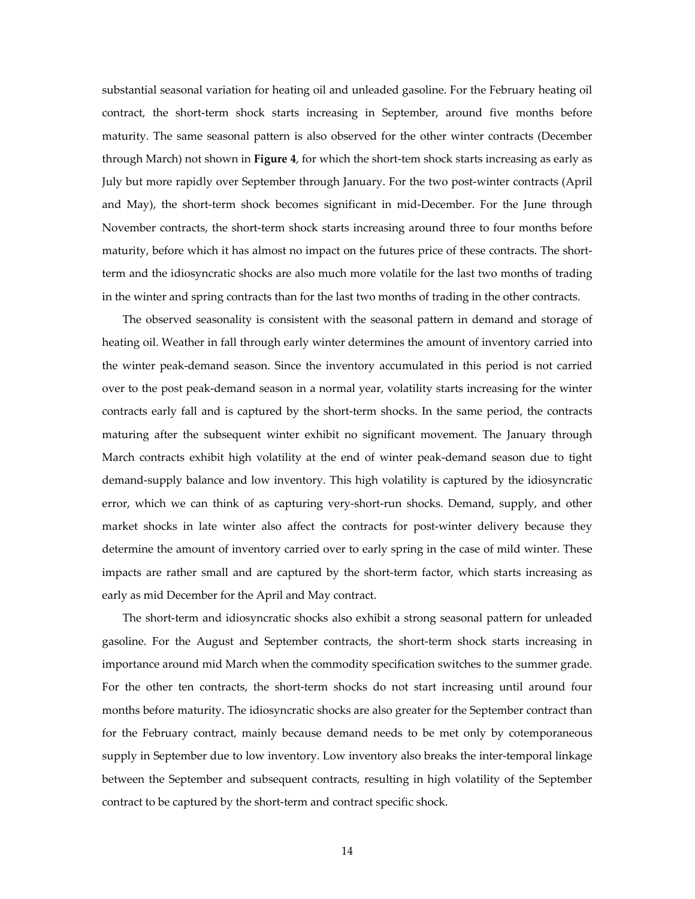substantial seasonal variation for heating oil and unleaded gasoline. For the February heating oil contract, the short-term shock starts increasing in September, around five months before maturity. The same seasonal pattern is also observed for the other winter contracts (December through March) not shown in **Figure 4**, for which the short-tem shock starts increasing as early as July but more rapidly over September through January. For the two post-winter contracts (April and May), the short-term shock becomes significant in mid-December. For the June through November contracts, the short-term shock starts increasing around three to four months before maturity, before which it has almost no impact on the futures price of these contracts. The short-term and the idiosyncratic shocks are also much more volatile for the last two months of trading in the winter and spring contracts than for the last two months of trading in the other contracts.

The observed seasonality is consistent with the seasonal pattern in demand and storage of heating oil. Weather in fall through early winter determines the amount of inventory carried into the winter peak-demand season. Since the inventory accumulated in this period is not carried over to the post peak-demand season in a normal year, volatility starts increasing for the winter contracts early fall and is captured by the short-term shocks. In the same period, the contracts maturing after the subsequent winter exhibit no significant movement. The January through March contracts exhibit high volatility at the end of winter peak-demand season due to tight demand-supply balance and low inventory. This high volatility is captured by the idiosyncratic error, which we can think of as capturing very-short-run shocks. Demand, supply, and other market shocks in late winter also affect the contracts for post-winter delivery because they determine the amount of inventory carried over to early spring in the case of mild winter. These impacts are rather small and are captured by the short-term factor, which starts increasing as early as mid December for the April and May contract.

The short-term and idiosyncratic shocks also exhibit a strong seasonal pattern for unleaded gasoline. For the August and September contracts, the short-term shock starts increasing in importance around mid March when the commodity specification switches to the summer grade. For the other ten contracts, the short-term shocks do not start increasing until around four months before maturity. The idiosyncratic shocks are also greater for the September contract than for the February contract, mainly because demand needs to be met only by cotemporaneous supply in September due to low inventory. Low inventory also breaks the inter-temporal linkage between the September and subsequent contracts, resulting in high volatility of the September contract to be captured by the short-term and contract specific shock.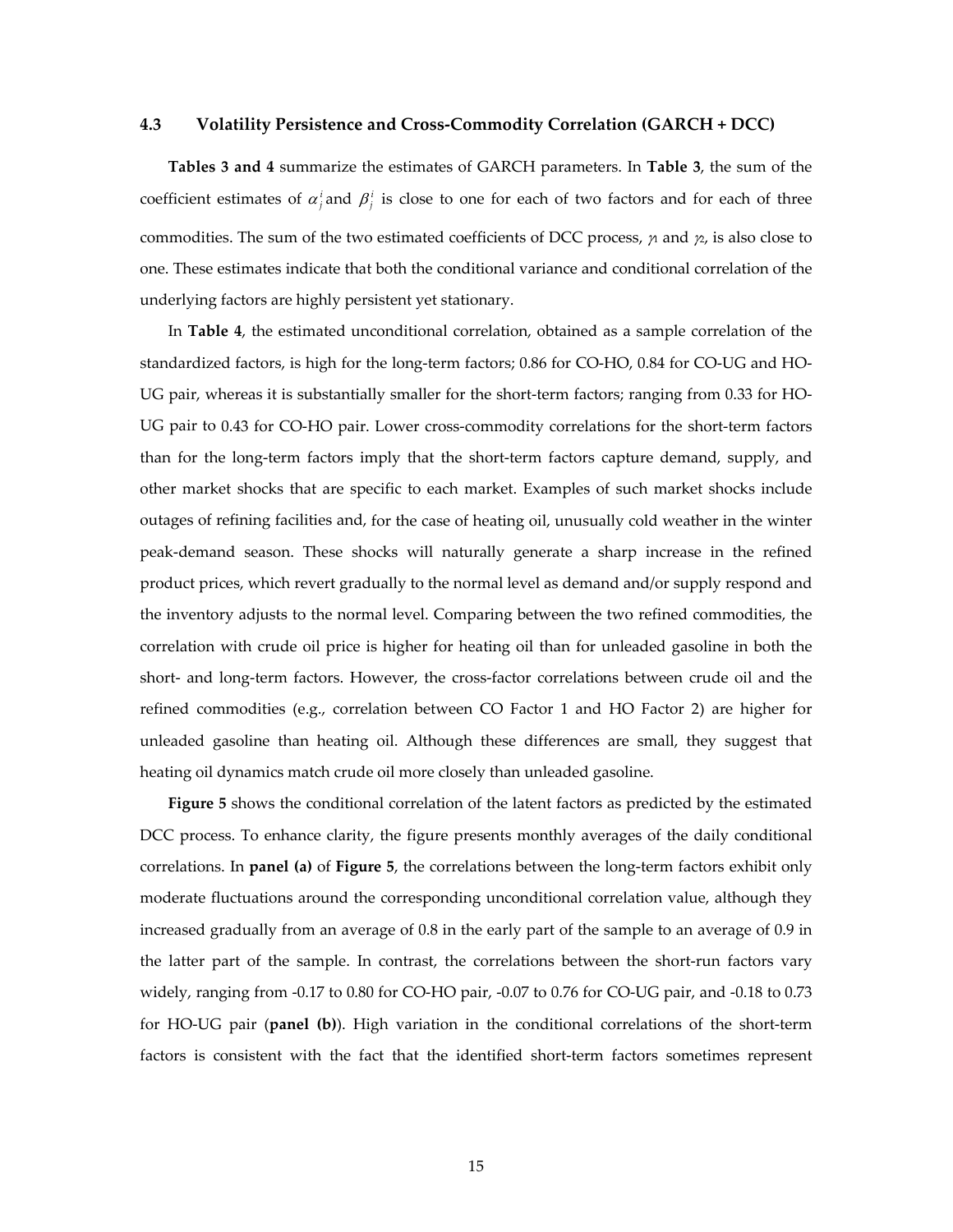### 4.3 Volatility Persistence and Cross-Commodity Correlation (GARCH + DCC)

**Tables 3 and 4** summarize the estimates of GARCH parameters. In **Table 3**, the sum of the coefficient estimates of $\alpha_j^i$ and $\beta_j^i$ is close to one for each of two factors and for each of three commodities. The sum of the two estimated coefficients of DCC process, $\gamma_1$ and $\gamma_2$, is also close to one. These estimates indicate that both the conditional variance and conditional correlation of the underlying factors are highly persistent yet stationary.

In **Table 4**, the estimated unconditional correlation, obtained as a sample correlation of the standardized factors, is high for the long-term factors; 0.86 for CO-HO, 0.84 for CO-UG and HO-UG pair, whereas it is substantially smaller for the short-term factors; ranging from 0.33 for HO-UG pair to 0.43 for CO-HO pair. Lower cross-commodity correlations for the short-term factors than for the long-term factors imply that the short-term factors capture demand, supply, and other market shocks that are specific to each market. Examples of such market shocks include outages of refining facilities and, for the case of heating oil, unusually cold weather in the winter peak-demand season. These shocks will naturally generate a sharp increase in the refined product prices, which revert gradually to the normal level as demand and/or supply respond and the inventory adjusts to the normal level. Comparing between the two refined commodities, the correlation with crude oil price is higher for heating oil than for unleaded gasoline in both the short- and long-term factors. However, the cross-factor correlations between crude oil and the refined commodities (e.g., correlation between CO Factor 1 and HO Factor 2) are higher for unleaded gasoline than heating oil. Although these differences are small, they suggest that heating oil dynamics match crude oil more closely than unleaded gasoline.

**Figure 5** shows the conditional correlation of the latent factors as predicted by the estimated DCC process. To enhance clarity, the figure presents monthly averages of the daily conditional correlations. In **panel (a)** of **Figure 5**, the correlations between the long-term factors exhibit only moderate fluctuations around the corresponding unconditional correlation value, although they increased gradually from an average of 0.8 in the early part of the sample to an average of 0.9 in the latter part of the sample. In contrast, the correlations between the short-run factors vary widely, ranging from -0.17 to 0.80 for CO-HO pair, -0.07 to 0.76 for CO-UG pair, and -0.18 to 0.73 for HO-UG pair (**panel (b)**). High variation in the conditional correlations of the short-term factors is consistent with the fact that the identified short-term factors sometimes represent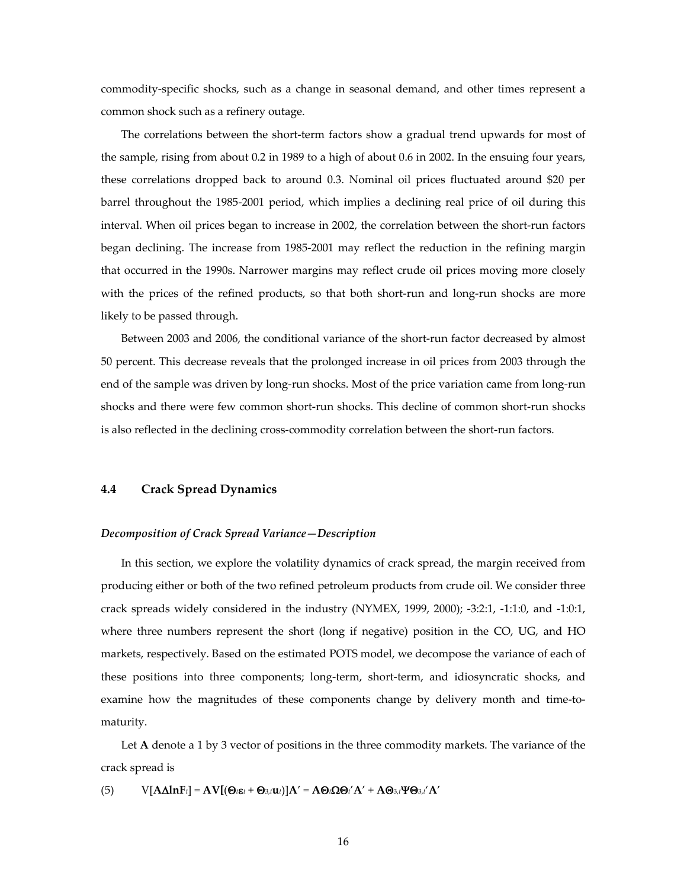commodity-specific shocks, such as a change in seasonal demand, and other times represent a common shock such as a refinery outage.

The correlations between the short-term factors show a gradual trend upwards for most of the sample, rising from about 0.2 in 1989 to a high of about 0.6 in 2002. In the ensuing four years, these correlations dropped back to around 0.3. Nominal oil prices fluctuated around \$20 per barrel throughout the 1985-2001 period, which implies a declining real price of oil during this interval. When oil prices began to increase in 2002, the correlation between the short-run factors began declining. The increase from 1985-2001 may reflect the reduction in the refining margin that occurred in the 1990s. Narrower margins may reflect crude oil prices moving more closely with the prices of the refined products, so that both short-run and long-run shocks are more likely to be passed through.

Between 2003 and 2006, the conditional variance of the short-run factor decreased by almost 50 percent. This decrease reveals that the prolonged increase in oil prices from 2003 through the end of the sample was driven by long-run shocks. Most of the price variation came from long-run shocks and there were few common short-run shocks. This decline of common short-run shocks is also reflected in the declining cross-commodity correlation between the short-run factors.

### 4.4 Crack Spread Dynamics

#### *Decomposition of Crack Spread Variance—Description*

In this section, we explore the volatility dynamics of crack spread, the margin received from producing either or both of the two refined petroleum products from crude oil. We consider three crack spreads widely considered in the industry (NYMEX, 1999, 2000); -3:2:1, -1:1:0, and -1:0:1, where three numbers represent the short (long if negative) position in the CO, UG, and HO markets, respectively. Based on the estimated POTS model, we decompose the variance of each of these positions into three components; long-term, short-term, and idiosyncratic shocks, and examine how the magnitudes of these components change by delivery month and time-to-maturity.

Let $\mathbf{A}$ denote a 1 by 3 vector of positions in the three commodity markets. The variance of the crack spread is

$$\text{(5)} \qquad \mathrm{V}[\mathbf{A}\Delta\mathbf{lnF}_t] = \mathbf{AV}[(\mathbf{\Theta}_t\boldsymbol{\varepsilon}_t + \mathbf{\Theta}_{3,t}\mathbf{u}_t)]\mathbf{A}' = \mathbf{A\Theta}_t\mathbf{\Omega\Theta}_t'\mathbf{A}' + \mathbf{A\Theta}_{3,t}\mathbf{\Psi\Theta}_{3,t}'\mathbf{A}'$$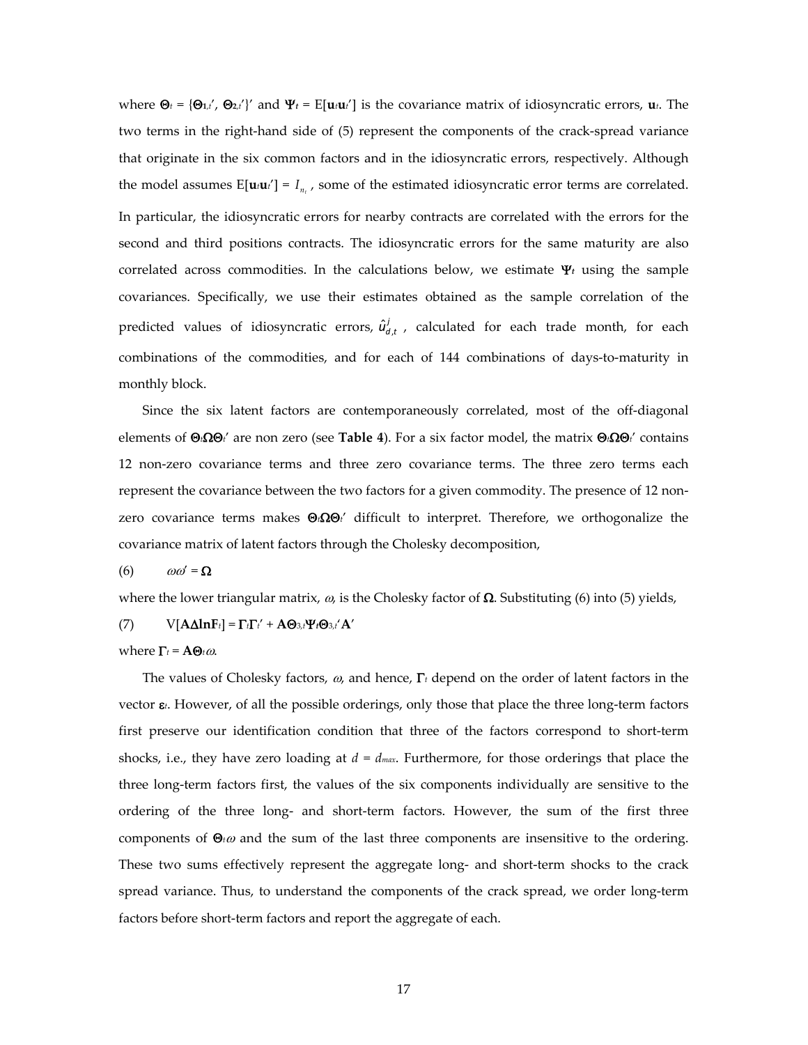where $\mathbf{\Theta}_t = \{\mathbf{\Theta}_{1,t}', \mathbf{\Theta}_{2,t}'\}'$ and $\mathbf{\Psi}_t = \mathrm{E}[\mathbf{u}_t\mathbf{u}_t']$ is the covariance matrix of idiosyncratic errors, $\mathbf{u}_t$. The two terms in the right-hand side of (5) represent the components of the crack-spread variance that originate in the six common factors and in the idiosyncratic errors, respectively. Although the model assumes $\mathrm{E}[\mathbf{u}_t\mathbf{u}_t'] = I_{n_t}$, some of the estimated idiosyncratic error terms are correlated. In particular, the idiosyncratic errors for nearby contracts are correlated with the errors for the second and third positions contracts. The idiosyncratic errors for the same maturity are also correlated across commodities. In the calculations below, we estimate $\mathbf{\Psi}_t$ using the sample covariances. Specifically, we use their estimates obtained as the sample correlation of the predicted values of idiosyncratic errors, $\hat{u}^j_{d,t}$, calculated for each trade month, for each combinations of the commodities, and for each of 144 combinations of days-to-maturity in monthly block.

Since the six latent factors are contemporaneously correlated, most of the off-diagonal elements of $\mathbf{\Theta}_t\mathbf{\Omega}\mathbf{\Theta}_t'$ are non zero (see **Table 4**). For a six factor model, the matrix $\mathbf{\Theta}_t\mathbf{\Omega}\mathbf{\Theta}_t'$ contains 12 non-zero covariance terms and three zero covariance terms. The three zero terms each represent the covariance between the two factors for a given commodity. The presence of 12 non-zero covariance terms makes $\mathbf{\Theta}_t\mathbf{\Omega}\mathbf{\Theta}_t'$ difficult to interpret. Therefore, we orthogonalize the covariance matrix of latent factors through the Cholesky decomposition,

(6) $\omega\omega' = \mathbf{\Omega}$

where the lower triangular matrix, $\omega$, is the Cholesky factor of $\mathbf{\Omega}$. Substituting (6) into (5) yields,

(7) $\mathrm{V}[\mathbf{A}\Delta\mathbf{lnF}_t] = \mathbf{\Gamma}_t\mathbf{\Gamma}_t' + \mathbf{A}\mathbf{\Theta}_{3,t}\mathbf{\Psi}_t\mathbf{\Theta}_{3,t}'\mathbf{A}'$

where $\mathbf{\Gamma}_t = \mathbf{A}\mathbf{\Theta}_t\omega$.

The values of Cholesky factors, $\omega$, and hence, $\mathbf{\Gamma}_t$ depend on the order of latent factors in the vector $\boldsymbol{\varepsilon}_t$. However, of all the possible orderings, only those that place the three long-term factors first preserve our identification condition that three of the factors correspond to short-term shocks, i.e., they have zero loading at $d = d_{max}$. Furthermore, for those orderings that place the three long-term factors first, the values of the six components individually are sensitive to the ordering of the three long- and short-term factors. However, the sum of the first three components of $\mathbf{\Theta}_t\omega$ and the sum of the last three components are insensitive to the ordering. These two sums effectively represent the aggregate long- and short-term shocks to the crack spread variance. Thus, to understand the components of the crack spread, we order long-term factors before short-term factors and report the aggregate of each.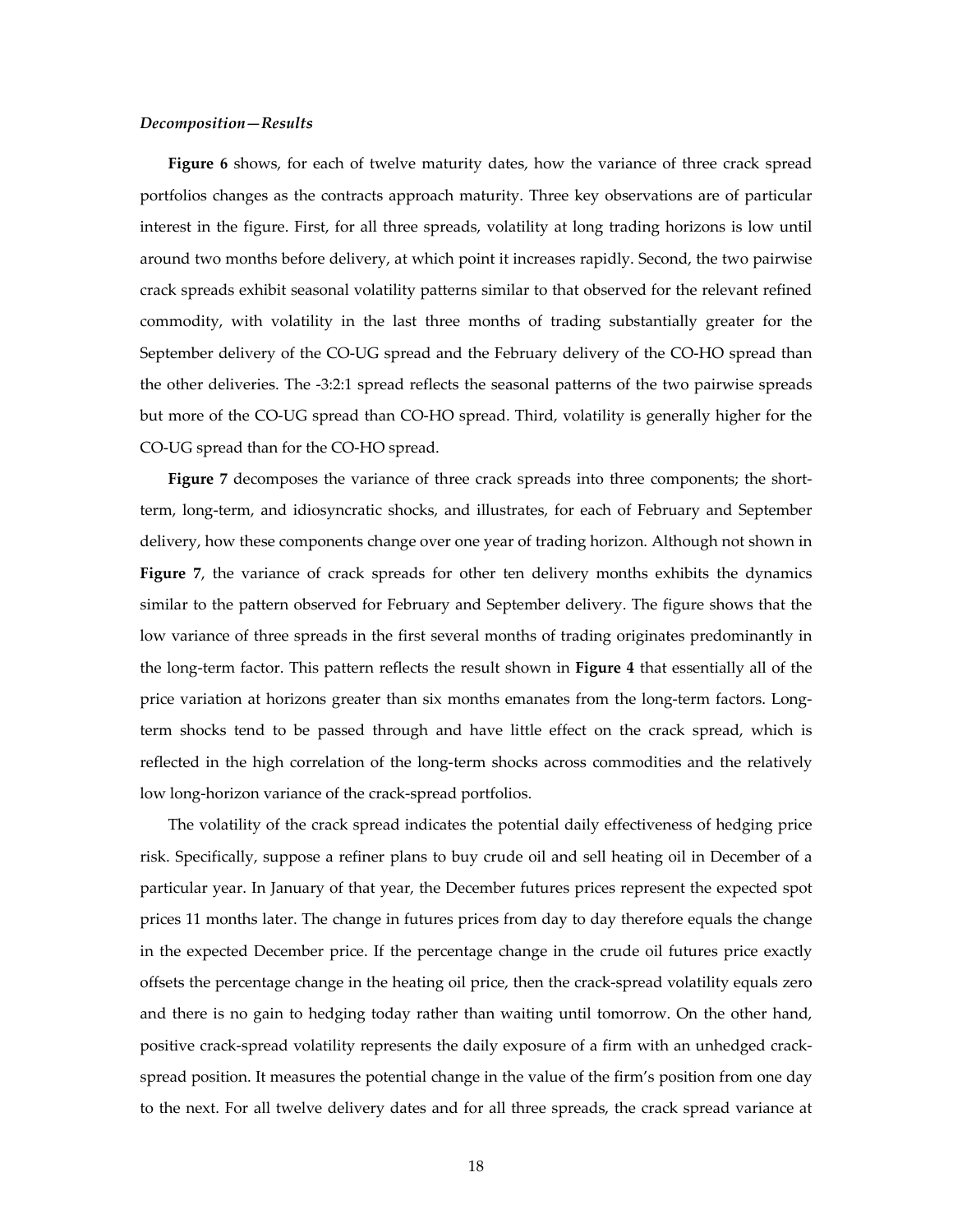*Decomposition—Results*

**Figure 6** shows, for each of twelve maturity dates, how the variance of three crack spread portfolios changes as the contracts approach maturity. Three key observations are of particular interest in the figure. First, for all three spreads, volatility at long trading horizons is low until around two months before delivery, at which point it increases rapidly. Second, the two pairwise crack spreads exhibit seasonal volatility patterns similar to that observed for the relevant refined commodity, with volatility in the last three months of trading substantially greater for the September delivery of the CO-UG spread and the February delivery of the CO-HO spread than the other deliveries. The -3:2:1 spread reflects the seasonal patterns of the two pairwise spreads but more of the CO-UG spread than CO-HO spread. Third, volatility is generally higher for the CO-UG spread than for the CO-HO spread.

**Figure 7** decomposes the variance of three crack spreads into three components; the short-term, long-term, and idiosyncratic shocks, and illustrates, for each of February and September delivery, how these components change over one year of trading horizon. Although not shown in **Figure 7**, the variance of crack spreads for other ten delivery months exhibits the dynamics similar to the pattern observed for February and September delivery. The figure shows that the low variance of three spreads in the first several months of trading originates predominantly in the long-term factor. This pattern reflects the result shown in **Figure 4** that essentially all of the price variation at horizons greater than six months emanates from the long-term factors. Long-term shocks tend to be passed through and have little effect on the crack spread, which is reflected in the high correlation of the long-term shocks across commodities and the relatively low long-horizon variance of the crack-spread portfolios.

The volatility of the crack spread indicates the potential daily effectiveness of hedging price risk. Specifically, suppose a refiner plans to buy crude oil and sell heating oil in December of a particular year. In January of that year, the December futures prices represent the expected spot prices 11 months later. The change in futures prices from day to day therefore equals the change in the expected December price. If the percentage change in the crude oil futures price exactly offsets the percentage change in the heating oil price, then the crack-spread volatility equals zero and there is no gain to hedging today rather than waiting until tomorrow. On the other hand, positive crack-spread volatility represents the daily exposure of a firm with an unhedged crack-spread position. It measures the potential change in the value of the firm's position from one day to the next. For all twelve delivery dates and for all three spreads, the crack spread variance at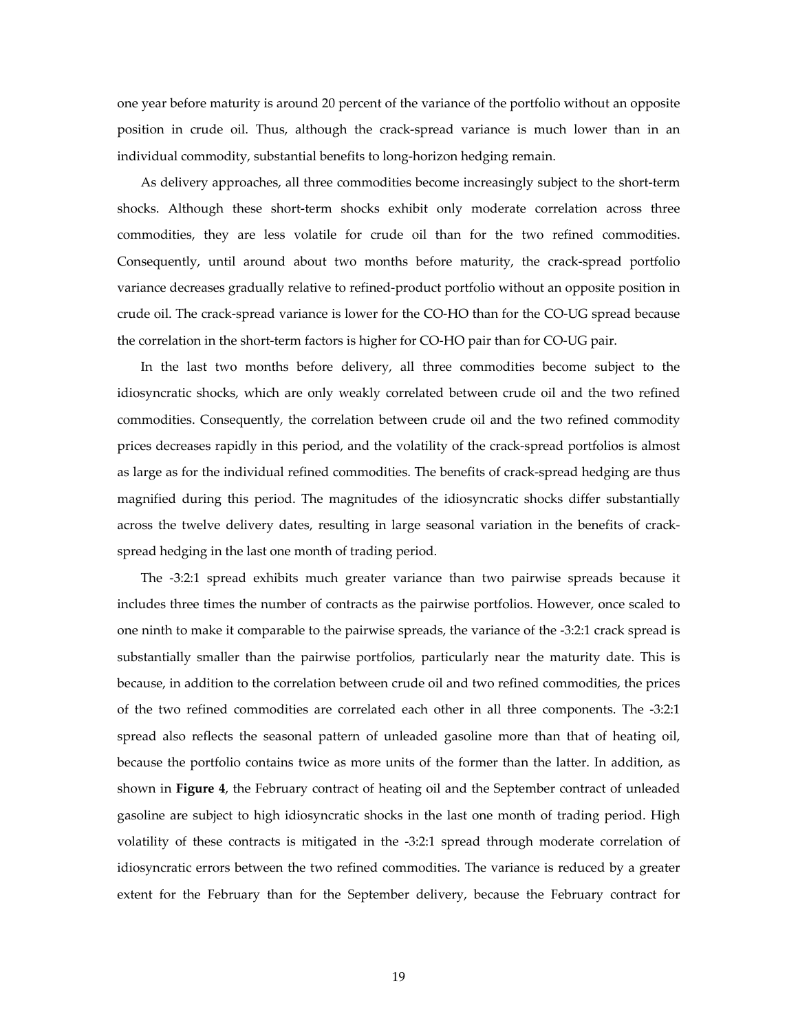one year before maturity is around 20 percent of the variance of the portfolio without an opposite position in crude oil. Thus, although the crack-spread variance is much lower than in an individual commodity, substantial benefits to long-horizon hedging remain.

As delivery approaches, all three commodities become increasingly subject to the short-term shocks. Although these short-term shocks exhibit only moderate correlation across three commodities, they are less volatile for crude oil than for the two refined commodities. Consequently, until around about two months before maturity, the crack-spread portfolio variance decreases gradually relative to refined-product portfolio without an opposite position in crude oil. The crack-spread variance is lower for the CO-HO than for the CO-UG spread because the correlation in the short-term factors is higher for CO-HO pair than for CO-UG pair.

In the last two months before delivery, all three commodities become subject to the idiosyncratic shocks, which are only weakly correlated between crude oil and the two refined commodities. Consequently, the correlation between crude oil and the two refined commodity prices decreases rapidly in this period, and the volatility of the crack-spread portfolios is almost as large as for the individual refined commodities. The benefits of crack-spread hedging are thus magnified during this period. The magnitudes of the idiosyncratic shocks differ substantially across the twelve delivery dates, resulting in large seasonal variation in the benefits of crack-spread hedging in the last one month of trading period.

The -3:2:1 spread exhibits much greater variance than two pairwise spreads because it includes three times the number of contracts as the pairwise portfolios. However, once scaled to one ninth to make it comparable to the pairwise spreads, the variance of the -3:2:1 crack spread is substantially smaller than the pairwise portfolios, particularly near the maturity date. This is because, in addition to the correlation between crude oil and two refined commodities, the prices of the two refined commodities are correlated each other in all three components. The -3:2:1 spread also reflects the seasonal pattern of unleaded gasoline more than that of heating oil, because the portfolio contains twice as more units of the former than the latter. In addition, as shown in **Figure 4**, the February contract of heating oil and the September contract of unleaded gasoline are subject to high idiosyncratic shocks in the last one month of trading period. High volatility of these contracts is mitigated in the -3:2:1 spread through moderate correlation of idiosyncratic errors between the two refined commodities. The variance is reduced by a greater extent for the February than for the September delivery, because the February contract for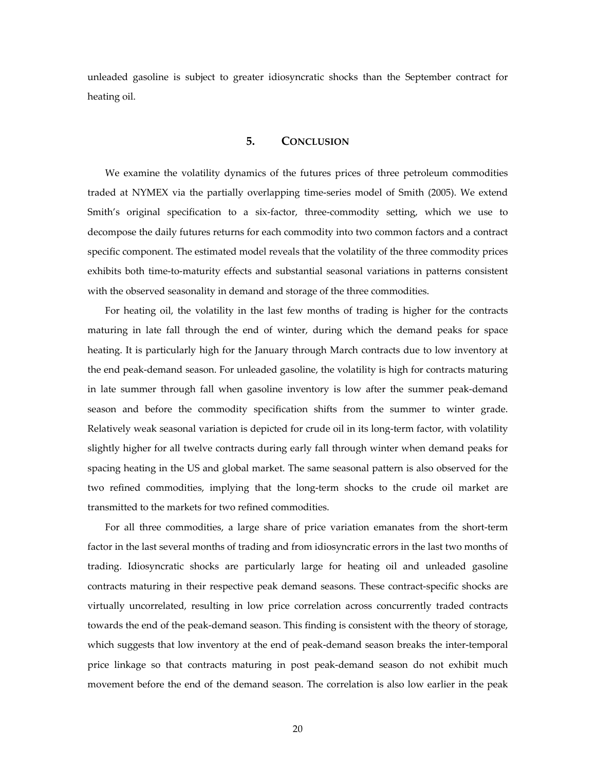unleaded gasoline is subject to greater idiosyncratic shocks than the September contract for heating oil.

## 5. CONCLUSION

We examine the volatility dynamics of the futures prices of three petroleum commodities traded at NYMEX via the partially overlapping time-series model of Smith (2005). We extend Smith's original specification to a six-factor, three-commodity setting, which we use to decompose the daily futures returns for each commodity into two common factors and a contract specific component. The estimated model reveals that the volatility of the three commodity prices exhibits both time-to-maturity effects and substantial seasonal variations in patterns consistent with the observed seasonality in demand and storage of the three commodities.

For heating oil, the volatility in the last few months of trading is higher for the contracts maturing in late fall through the end of winter, during which the demand peaks for space heating. It is particularly high for the January through March contracts due to low inventory at the end peak-demand season. For unleaded gasoline, the volatility is high for contracts maturing in late summer through fall when gasoline inventory is low after the summer peak-demand season and before the commodity specification shifts from the summer to winter grade. Relatively weak seasonal variation is depicted for crude oil in its long-term factor, with volatility slightly higher for all twelve contracts during early fall through winter when demand peaks for spacing heating in the US and global market. The same seasonal pattern is also observed for the two refined commodities, implying that the long-term shocks to the crude oil market are transmitted to the markets for two refined commodities.

For all three commodities, a large share of price variation emanates from the short-term factor in the last several months of trading and from idiosyncratic errors in the last two months of trading. Idiosyncratic shocks are particularly large for heating oil and unleaded gasoline contracts maturing in their respective peak demand seasons. These contract-specific shocks are virtually uncorrelated, resulting in low price correlation across concurrently traded contracts towards the end of the peak-demand season. This finding is consistent with the theory of storage, which suggests that low inventory at the end of peak-demand season breaks the inter-temporal price linkage so that contracts maturing in post peak-demand season do not exhibit much movement before the end of the demand season. The correlation is also low earlier in the peak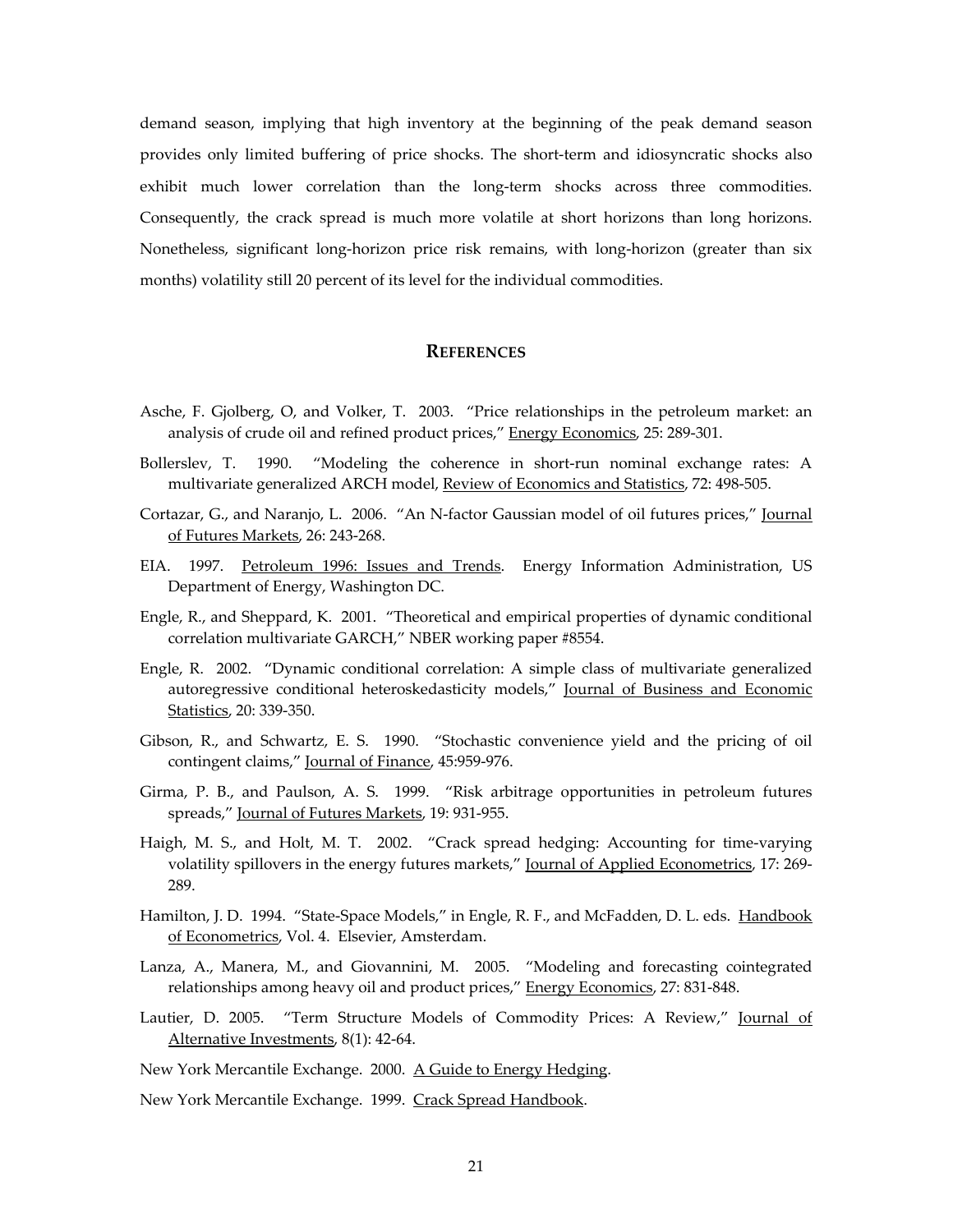demand season, implying that high inventory at the beginning of the peak demand season provides only limited buffering of price shocks. The short-term and idiosyncratic shocks also exhibit much lower correlation than the long-term shocks across three commodities. Consequently, the crack spread is much more volatile at short horizons than long horizons. Nonetheless, significant long-horizon price risk remains, with long-horizon (greater than six months) volatility still 20 percent of its level for the individual commodities.

## REFERENCES

Asche, F. Gjolberg, O, and Volker, T. 2003. "Price relationships in the petroleum market: an analysis of crude oil and refined product prices," Energy Economics, 25: 289-301.

Bollerslev, T. 1990. "Modeling the coherence in short-run nominal exchange rates: A multivariate generalized ARCH model, Review of Economics and Statistics, 72: 498-505.

Cortazar, G., and Naranjo, L. 2006. "An N-factor Gaussian model of oil futures prices," Journal of Futures Markets, 26: 243-268.

EIA. 1997. Petroleum 1996: Issues and Trends. Energy Information Administration, US Department of Energy, Washington DC.

Engle, R., and Sheppard, K. 2001. "Theoretical and empirical properties of dynamic conditional correlation multivariate GARCH," NBER working paper #8554.

Engle, R. 2002. "Dynamic conditional correlation: A simple class of multivariate generalized autoregressive conditional heteroskedasticity models," Journal of Business and Economic Statistics, 20: 339-350.

Gibson, R., and Schwartz, E. S. 1990. "Stochastic convenience yield and the pricing of oil contingent claims," Journal of Finance, 45:959-976.

Girma, P. B., and Paulson, A. S. 1999. "Risk arbitrage opportunities in petroleum futures spreads," Journal of Futures Markets, 19: 931-955.

Haigh, M. S., and Holt, M. T. 2002. "Crack spread hedging: Accounting for time-varying volatility spillovers in the energy futures markets," Journal of Applied Econometrics, 17: 269-289.

Hamilton, J. D. 1994. "State-Space Models," in Engle, R. F., and McFadden, D. L. eds. Handbook of Econometrics, Vol. 4. Elsevier, Amsterdam.

Lanza, A., Manera, M., and Giovannini, M. 2005. "Modeling and forecasting cointegrated relationships among heavy oil and product prices," Energy Economics, 27: 831-848.

Lautier, D. 2005. "Term Structure Models of Commodity Prices: A Review," Journal of Alternative Investments, 8(1): 42-64.

New York Mercantile Exchange. 2000. A Guide to Energy Hedging.

New York Mercantile Exchange. 1999. Crack Spread Handbook.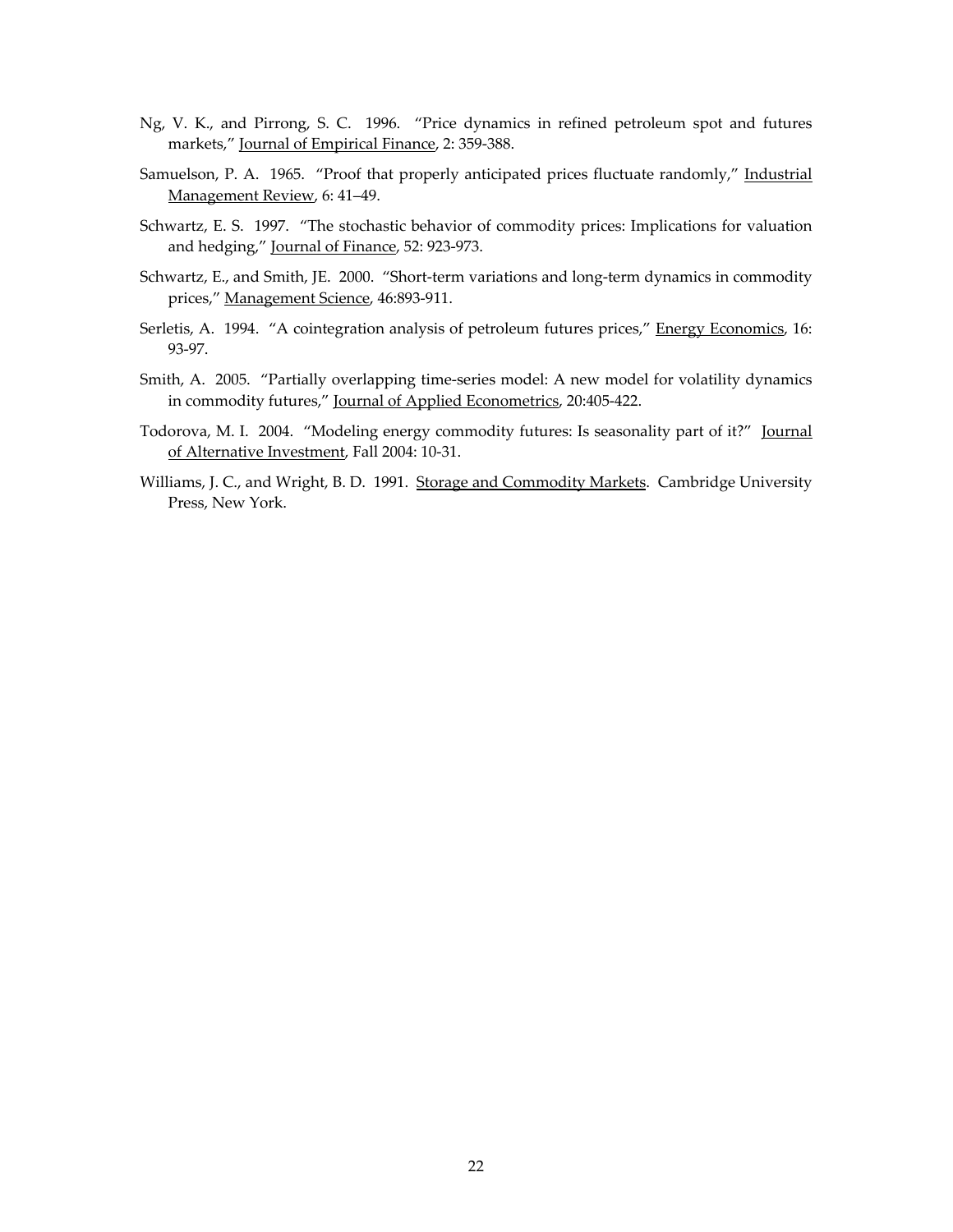Ng, V. K., and Pirrong, S. C. 1996. "Price dynamics in refined petroleum spot and futures markets," Journal of Empirical Finance, 2: 359-388.

Samuelson, P. A. 1965. "Proof that properly anticipated prices fluctuate randomly," Industrial Management Review, 6: 41–49.

Schwartz, E. S. 1997. "The stochastic behavior of commodity prices: Implications for valuation and hedging," Journal of Finance, 52: 923-973.

Schwartz, E., and Smith, JE. 2000. "Short-term variations and long-term dynamics in commodity prices," Management Science, 46:893-911.

Serletis, A. 1994. "A cointegration analysis of petroleum futures prices," Energy Economics, 16: 93-97.

Smith, A. 2005. "Partially overlapping time-series model: A new model for volatility dynamics in commodity futures," Journal of Applied Econometrics, 20:405-422.

Todorova, M. I. 2004. "Modeling energy commodity futures: Is seasonality part of it?" Journal of Alternative Investment, Fall 2004: 10-31.

Williams, J. C., and Wright, B. D. 1991. Storage and Commodity Markets. Cambridge University Press, New York.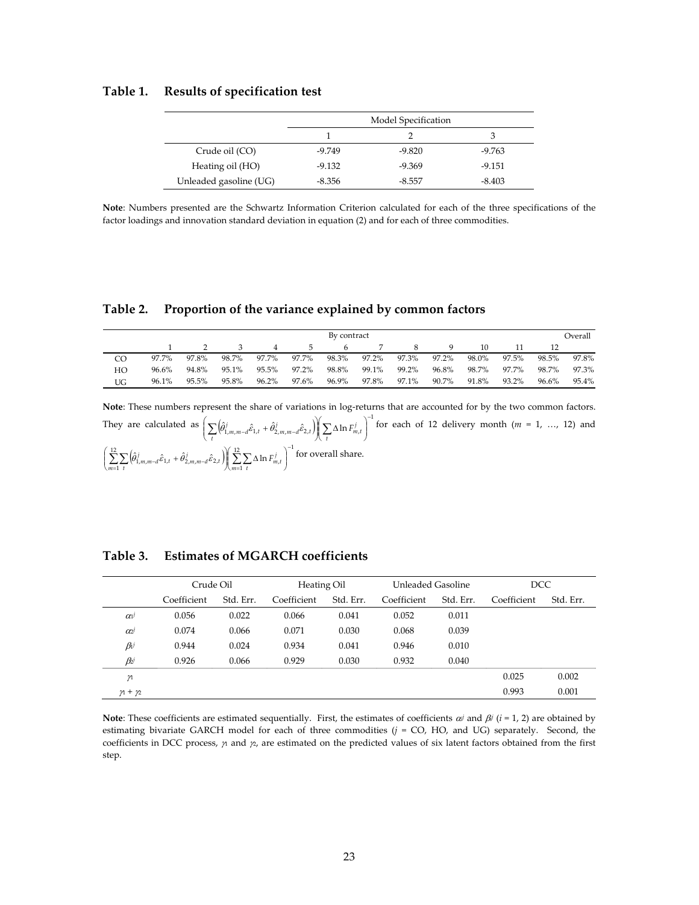**Table 1. Results of specification test**

| | Model Specification | | |
|---|---|---|---|
| | 1 | 2 | 3 |
| Crude oil (CO) | -9.749 | -9.820 | -9.763 |
| Heating oil (HO) | -9.132 | -9.369 | -9.151 |
| Unleaded gasoline (UG) | -8.356 | -8.557 | -8.403 |

**Note**: Numbers presented are the Schwartz Information Criterion calculated for each of the three specifications of the factor loadings and innovation standard deviation in equation (2) and for each of three commodities.

**Table 2. Proportion of the variance explained by common factors**

| | By contract | | | | | | | | | | | | Overall |
|---|---|---|---|---|---|---|---|---|---|---|---|---|---|
| | 1 | 2 | 3 | 4 | 5 | 6 | 7 | 8 | 9 | 10 | 11 | 12 | |
| CO | 97.7% | 97.8% | 98.7% | 97.7% | 97.7% | 98.3% | 97.2% | 97.3% | 97.2% | 98.0% | 97.5% | 98.5% | 97.8% |
| HO | 96.6% | 94.8% | 95.1% | 95.5% | 97.2% | 98.8% | 99.1% | 99.2% | 96.8% | 98.7% | 97.7% | 98.7% | 97.3% |
| UG | 96.1% | 95.5% | 95.8% | 96.2% | 97.6% | 96.9% | 97.8% | 97.1% | 90.7% | 91.8% | 93.2% | 96.6% | 95.4% |

**Note**: These numbers represent the share of variations in log-returns that are accounted for by the two common factors. They are calculated as $\left(\sum_t \left(\hat{\theta}^j_{1,m,m-d}\hat{\varepsilon}_{1,t} + \hat{\theta}^j_{2,m,m-d}\hat{\varepsilon}_{2,t}\right)\right)\left(\sum_t \Delta \ln F^j_{m,t}\right)^{-1}$ for each of 12 delivery month ($m$ = 1, …, 12) and $\left(\sum_{m=1}^{12}\sum_t \left(\hat{\theta}^j_{1,m,m-d}\hat{\varepsilon}_{1,t} + \hat{\theta}^j_{2,m,m-d}\hat{\varepsilon}_{2,t}\right)\right)\left(\sum_{m=1}^{12}\sum_t \Delta \ln F^j_{m,t}\right)^{-1}$ for overall share.

**Table 3. Estimates of MGARCH coefficients**

| | Crude Oil | | Heating Oil | | Unleaded Gasoline | | DCC | |
|---|---|---|---|---|---|---|---|---|
| | Coefficient | Std. Err. | Coefficient | Std. Err. | Coefficient | Std. Err. | Coefficient | Std. Err. |
| $\alpha_1^j$ | 0.056 | 0.022 | 0.066 | 0.041 | 0.052 | 0.011 | | |
| $\alpha_2^j$ | 0.074 | 0.066 | 0.071 | 0.030 | 0.068 | 0.039 | | |
| $\beta_1^j$ | 0.944 | 0.024 | 0.934 | 0.041 | 0.946 | 0.010 | | |
| $\beta_2^j$ | 0.926 | 0.066 | 0.929 | 0.030 | 0.932 | 0.040 | | |
| $\gamma_1$ | | | | | | | 0.025 | 0.002 |
| $\gamma_1 + \gamma_2$ | | | | | | | 0.993 | 0.001 |

**Note**: These coefficients are estimated sequentially. First, the estimates of coefficients $\alpha_i^j$ and $\beta_i^j$ ($i$ = 1, 2) are obtained by estimating bivariate GARCH model for each of three commodities ($j$ = CO, HO, and UG) separately. Second, the coefficients in DCC process, $\gamma_1$ and $\gamma_2$, are estimated on the predicted values of six latent factors obtained from the first step.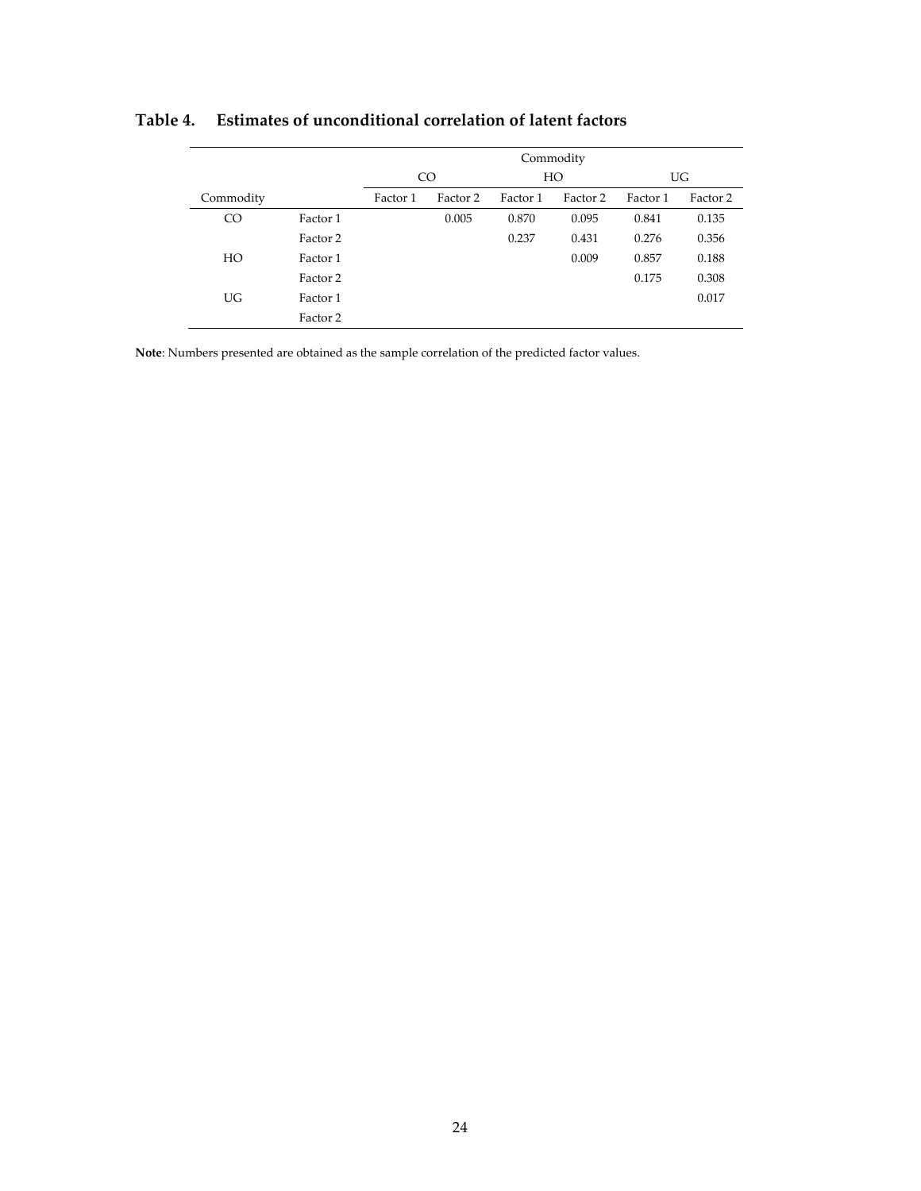**Table 4. Estimates of unconditional correlation of latent factors**

| | | Commodity | | | | | |
|---|---|---|---|---|---|---|---|
| | | CO | | HO | | UG | |
| Commodity | | Factor 1 | Factor 2 | Factor 1 | Factor 2 | Factor 1 | Factor 2 |
| CO | Factor 1 | | 0.005 | 0.870 | 0.095 | 0.841 | 0.135 |
| | Factor 2 | | | 0.237 | 0.431 | 0.276 | 0.356 |
| HO | Factor 1 | | | | 0.009 | 0.857 | 0.188 |
| | Factor 2 | | | | | 0.175 | 0.308 |
| UG | Factor 1 | | | | | | 0.017 |
| | Factor 2 | | | | | | |

**Note**: Numbers presented are obtained as the sample correlation of the predicted factor values.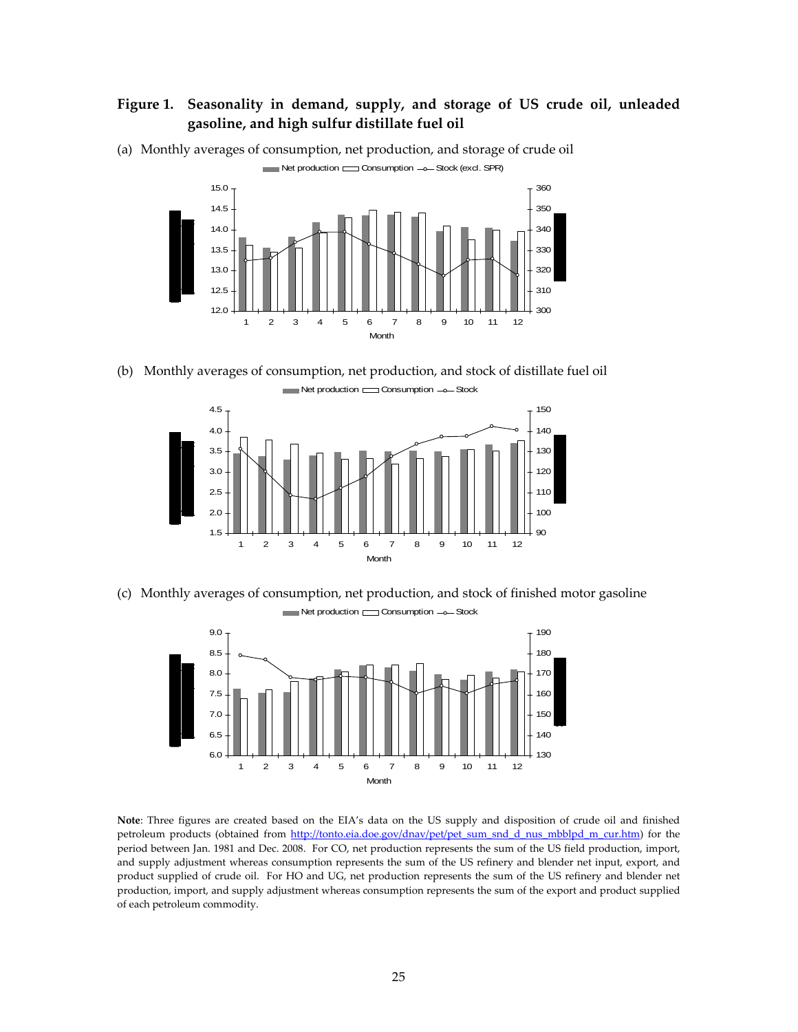**Figure 1. Seasonality in demand, supply, and storage of US crude oil, unleaded gasoline, and high sulfur distillate fuel oil**

(a) Monthly averages of consumption, net production, and storage of crude oil

(b) Monthly averages of consumption, net production, and stock of distillate fuel oil

(c) Monthly averages of consumption, net production, and stock of finished motor gasoline

**Note**: Three figures are created based on the EIA's data on the US supply and disposition of crude oil and finished petroleum products (obtained from http://tonto.eia.doe.gov/dnav/pet/pet_sum_snd_d_nus_mbblpd_m_cur.htm) for the period between Jan. 1981 and Dec. 2008. For CO, net production represents the sum of the US field production, import, and supply adjustment whereas consumption represents the sum of the US refinery and blender net input, export, and product supplied of crude oil. For HO and UG, net production represents the sum of the US refinery and blender net production, import, and supply adjustment whereas consumption represents the sum of the export and product supplied of each petroleum commodity.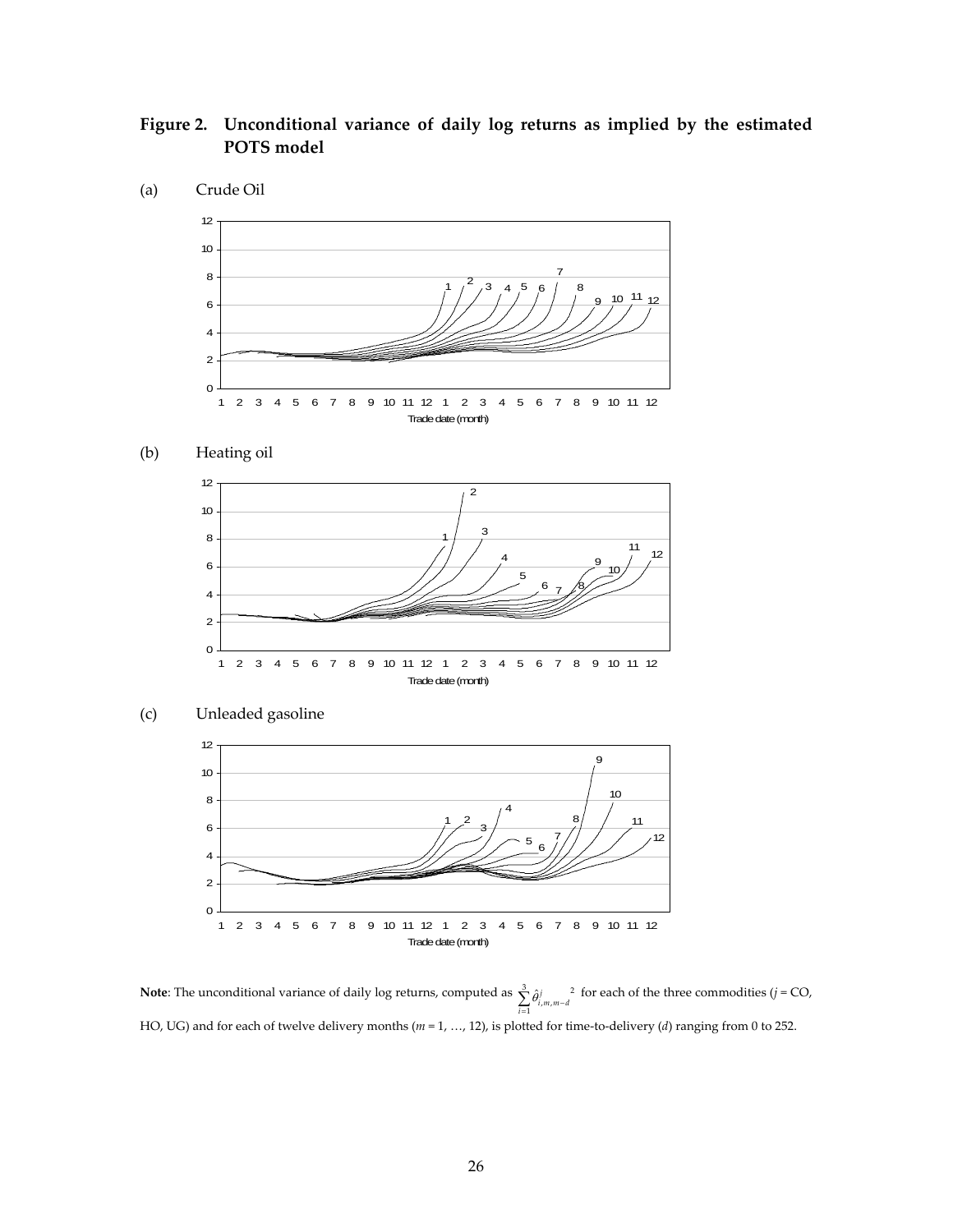**Figure 2. Unconditional variance of daily log returns as implied by the estimated POTS model**

(a) Crude Oil

(b) Heating oil

(c) Unleaded gasoline

**Note**: The unconditional variance of daily log returns, computed as $\sum_{i=1}^{3} \hat{\theta}^{j}_{i,m,m-d}{}^{2}$ for each of the three commodities ($j$ = CO, HO, UG) and for each of twelve delivery months ($m$ = 1, …, 12), is plotted for time-to-delivery ($d$) ranging from 0 to 252.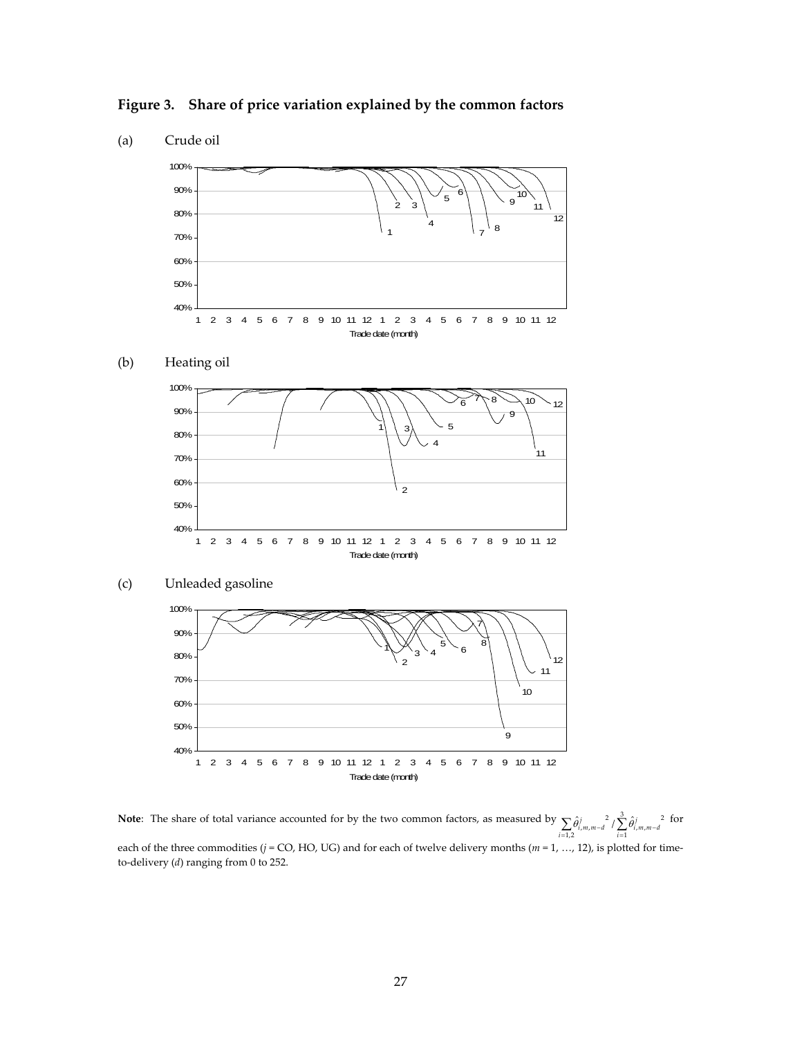# Figure 3. Share of price variation explained by the common factors

(a) Crude oil

(b) Heating oil

(c) Unleaded gasoline

**Note**: The share of total variance accounted for by the two common factors, as measured by $\sum_{i=1,2} \hat{\theta}^{j\,2}_{i,m,m-d} / \sum_{i=1}^{3} \hat{\theta}^{j\,2}_{i,m,m-d}$ for each of the three commodities ($j$ = CO, HO, UG) and for each of twelve delivery months ($m$ = 1, …, 12), is plotted for time-to-delivery ($d$) ranging from 0 to 252.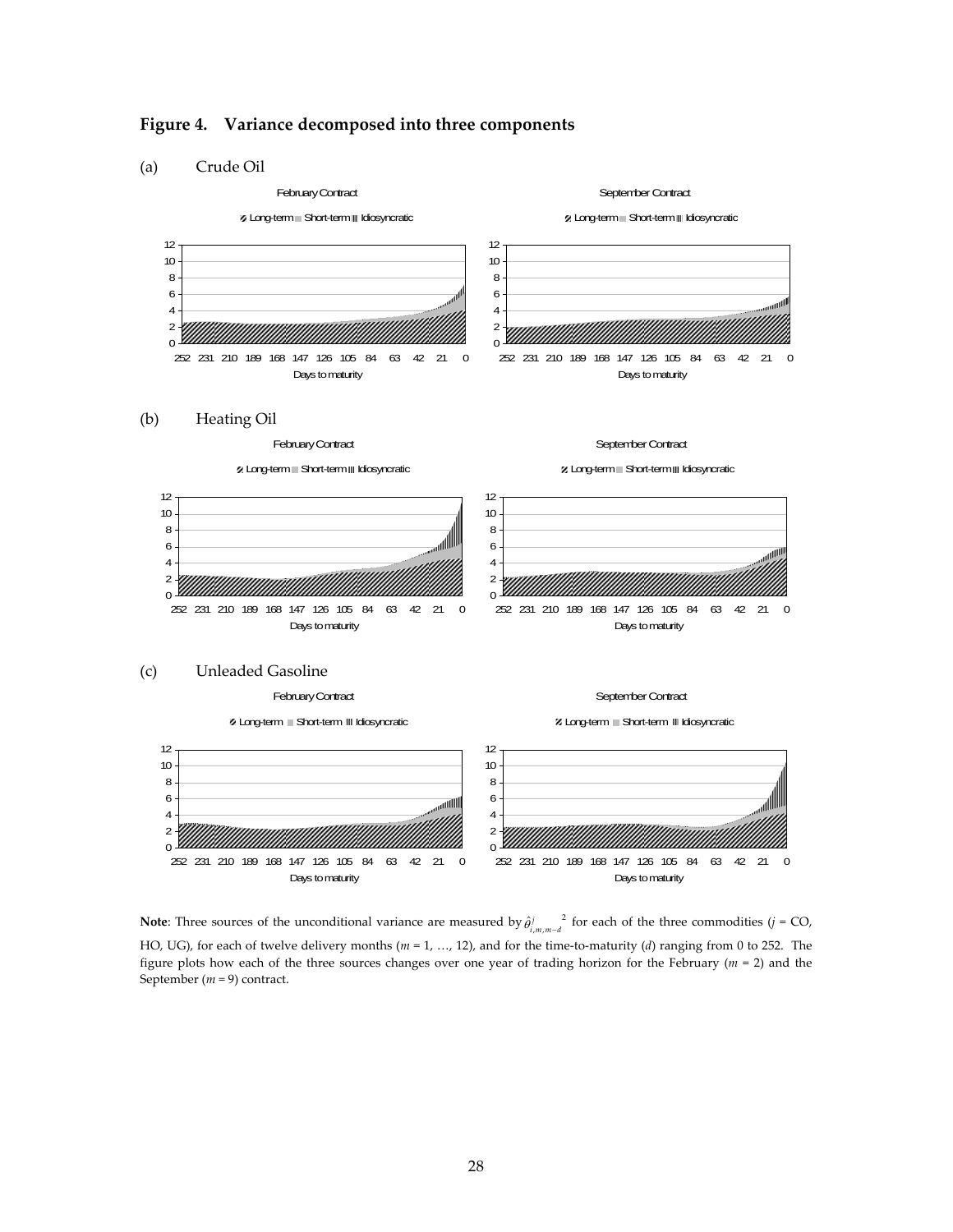**Figure 4. Variance decomposed into three components**

(a) Crude Oil

(b) Heating Oil

(c) Unleaded Gasoline

**Note**: Three sources of the unconditional variance are measured by $\hat{\theta}^{j\ 2}_{i,m,m-d}$ for each of the three commodities ($j$ = CO, HO, UG), for each of twelve delivery months ($m$ = 1, …, 12), and for the time-to-maturity ($d$) ranging from 0 to 252. The figure plots how each of the three sources changes over one year of trading horizon for the February ($m$ = 2) and the September ($m$ = 9) contract.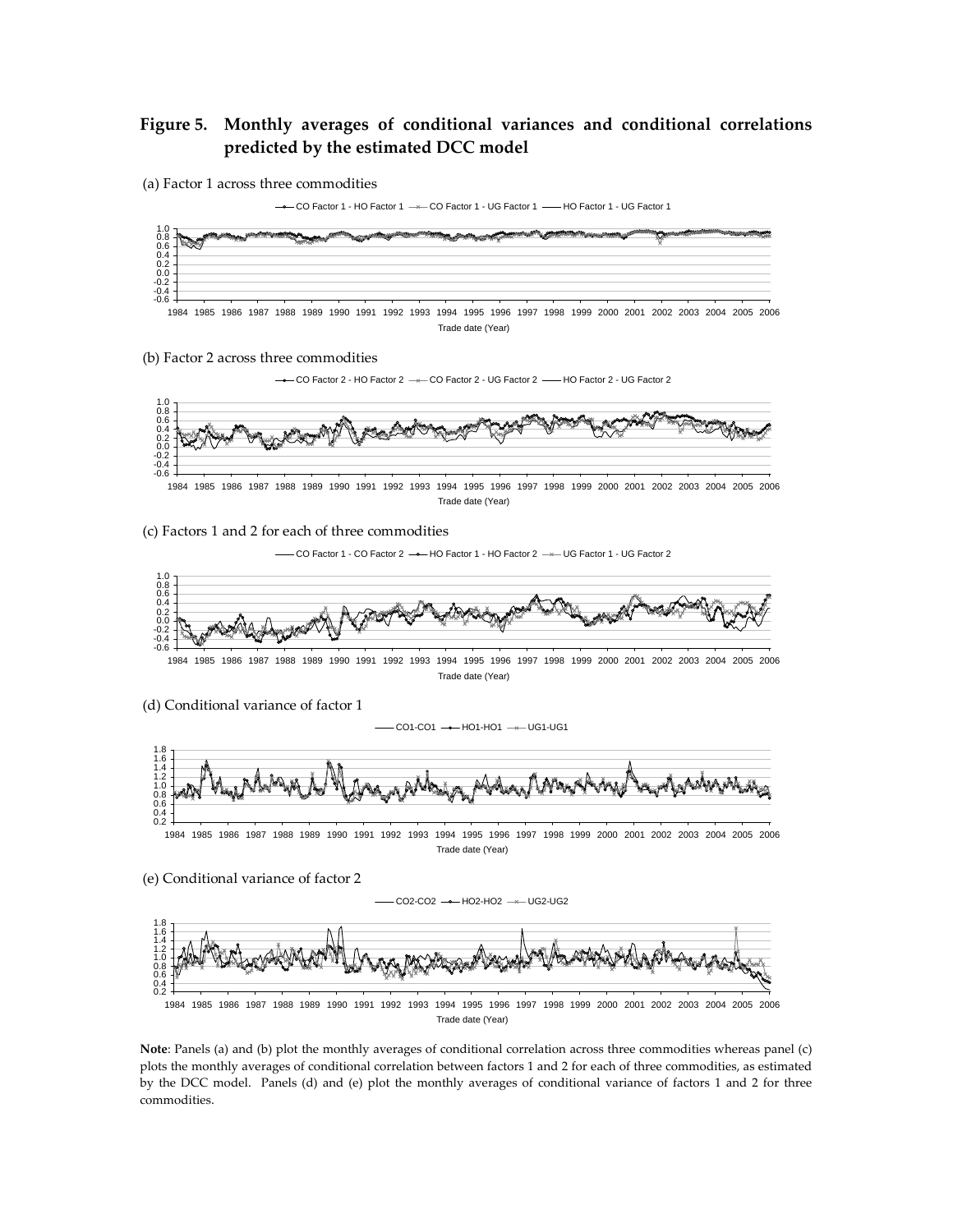**Figure 5. Monthly averages of conditional variances and conditional correlations predicted by the estimated DCC model**

(a) Factor 1 across three commodities

(b) Factor 2 across three commodities

(c) Factors 1 and 2 for each of three commodities

(d) Conditional variance of factor 1

(e) Conditional variance of factor 2

**Note**: Panels (a) and (b) plot the monthly averages of conditional correlation across three commodities whereas panel (c) plots the monthly averages of conditional correlation between factors 1 and 2 for each of three commodities, as estimated by the DCC model. Panels (d) and (e) plot the monthly averages of conditional variance of factors 1 and 2 for three commodities.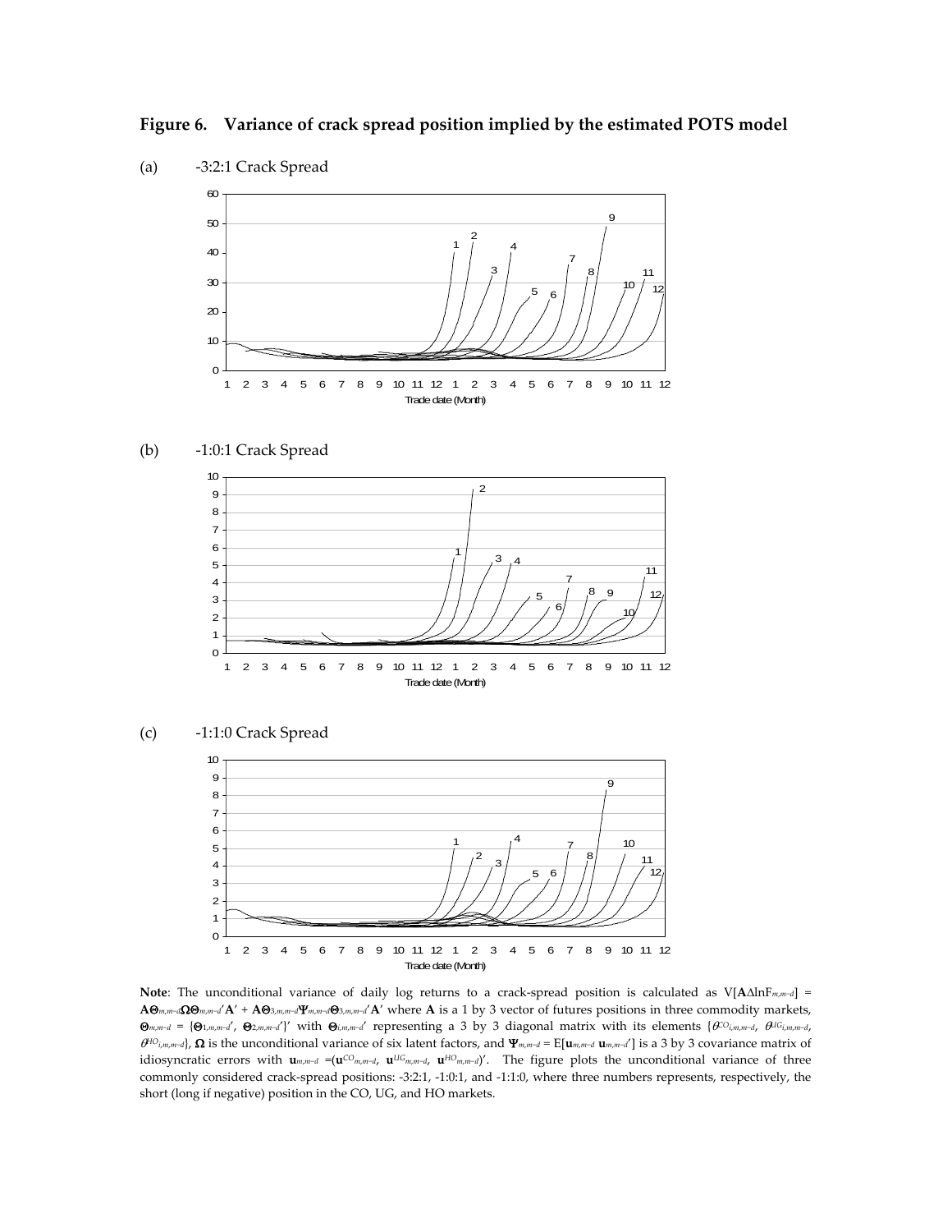**Figure 6. Variance of crack spread position implied by the estimated POTS model**

(a) -3:2:1 Crack Spread

(b) -1:0:1 Crack Spread

(c) -1:1:0 Crack Spread

**Note**: The unconditional variance of daily log returns to a crack-spread position is calculated as $V[\mathbf{A}\Delta \ln F_{m,m-d}] = \mathbf{A}\mathbf{\Theta}_{m,m-d}\mathbf{\Omega}\mathbf{\Theta}_{m,m-d}'\mathbf{A}' + \mathbf{A}\mathbf{\Theta}_{3,m,m-d}\mathbf{\Psi}_{m,m-d}\mathbf{\Theta}_{3,m,m-d}'\mathbf{A}'$ where $\mathbf{A}$ is a 1 by 3 vector of futures positions in three commodity markets, $\mathbf{\Theta}_{m,m-d} = \{\mathbf{\Theta}_{1,m,m-d}', \mathbf{\Theta}_{2,m,m-d}'\}'$ with $\mathbf{\Theta}_{i,m,m-d}'$ representing a 3 by 3 diagonal matrix with its elements $\{\theta^{CO}_{i,m,m-d}, \theta^{UG}_{i,m,m-d}, \theta^{HO}_{i,m,m-d}\}$, $\mathbf{\Omega}$ is the unconditional variance of six latent factors, and $\mathbf{\Psi}_{m,m-d} = E[\mathbf{u}_{m,m-d}\, \mathbf{u}_{m,m-d}']$ is a 3 by 3 covariance matrix of idiosyncratic errors with $\mathbf{u}_{m,m-d} = (\mathbf{u}^{CO}_{m,m-d}, \mathbf{u}^{UG}_{m,m-d}, \mathbf{u}^{HO}_{m,m-d})'$. The figure plots the unconditional variance of three commonly considered crack-spread positions: -3:2:1, -1:0:1, and -1:1:0, where three numbers represents, respectively, the short (long if negative) position in the CO, UG, and HO markets.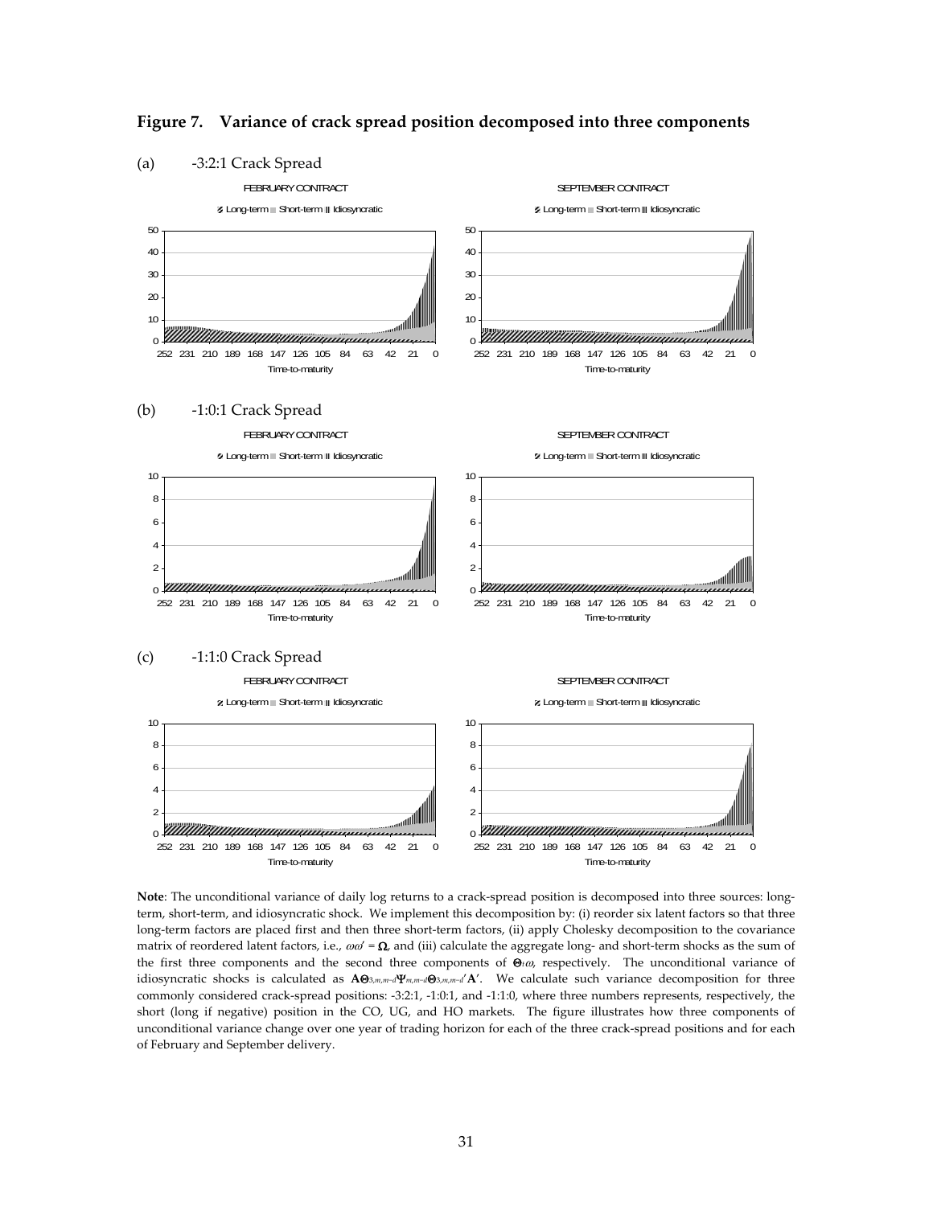## Figure 7. Variance of crack spread position decomposed into three components

(a) -3:2:1 Crack Spread

FEBRUARY CONTRACT

Long-term Short-term Idiosyncratic

50
40
30
20
10
0

252 231 210 189 168 147 126 105 84 63 42 21 0

Time-to-maturity

SEPTEMBER CONTRACT

Long-term Short-term Idiosyncratic

50
40
30
20
10
0

252 231 210 189 168 147 126 105 84 63 42 21 0

Time-to-maturity

(b) -1:0:1 Crack Spread

FEBRUARY CONTRACT

Long-term Short-term Idiosyncratic

10
8
6
4
2
0

252 231 210 189 168 147 126 105 84 63 42 21 0

Time-to-maturity

SEPTEMBER CONTRACT

Long-term Short-term Idiosyncratic

10
8
6
4
2
0

252 231 210 189 168 147 126 105 84 63 42 21 0

Time-to-maturity

(c) -1:1:0 Crack Spread

FEBRUARY CONTRACT

Long-term Short-term Idiosyncratic

10
8
6
4
2
0

252 231 210 189 168 147 126 105 84 63 42 21 0

Time-to-maturity

SEPTEMBER CONTRACT

Long-term Short-term Idiosyncratic

10
8
6
4
2
0

252 231 210 189 168 147 126 105 84 63 42 21 0

Time-to-maturity

**Note**: The unconditional variance of daily log returns to a crack-spread position is decomposed into three sources: long-term, short-term, and idiosyncratic shock. We implement this decomposition by: (i) reorder six latent factors so that three long-term factors are placed first and then three short-term factors, (ii) apply Cholesky decomposition to the covariance matrix of reordered latent factors, i.e., $\omega\omega' = \mathbf{\Omega}$, and (iii) calculate the aggregate long- and short-term shocks as the sum of the first three components and the second three components of $\mathbf{\Theta}_1\omega$, respectively. The unconditional variance of idiosyncratic shocks is calculated as $\mathbf{A\Theta}_{3,m,m-d}\mathbf{\Psi}_{m,m-d}\mathbf{\Theta}_{3,m,m-d}'\mathbf{A}'$. We calculate such variance decomposition for three commonly considered crack-spread positions: -3:2:1, -1:0:1, and -1:1:0, where three numbers represents, respectively, the short (long if negative) position in the CO, UG, and HO markets. The figure illustrates how three components of unconditional variance change over one year of trading horizon for each of the three crack-spread positions and for each of February and September delivery.